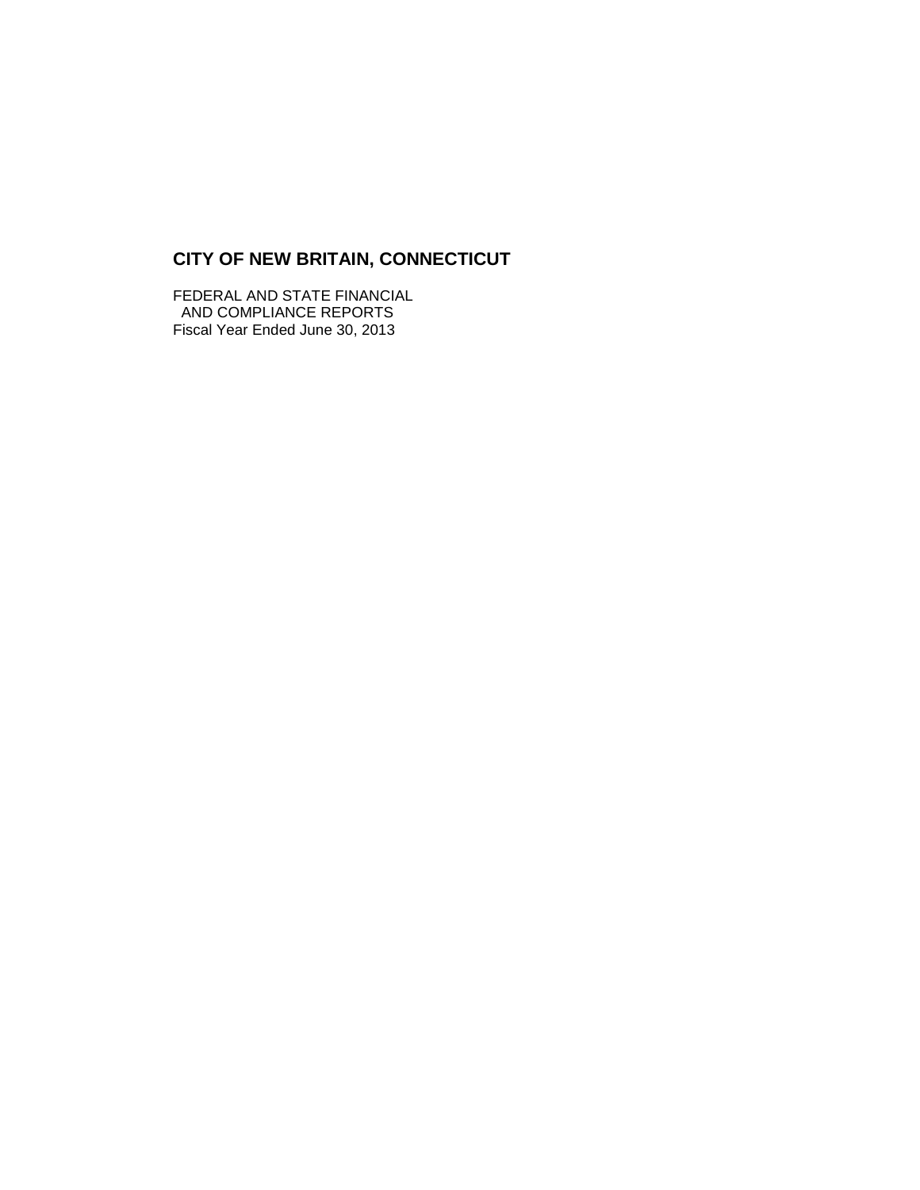# CITY OF NEW BRITAIN, CONNECTICUT

FEDERAL AND STATE FINANCIAL
AND COMPLIANCE REPORTS
Fiscal Year Ended June 30, 2013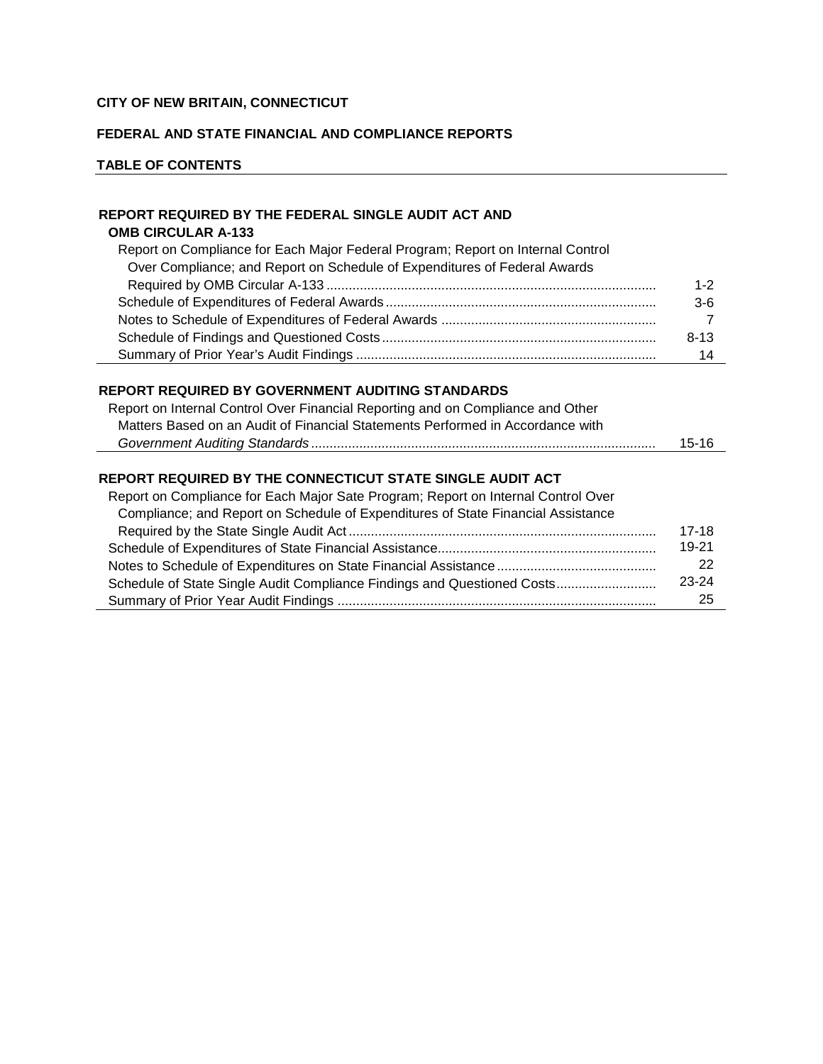**CITY OF NEW BRITAIN, CONNECTICUT**

**FEDERAL AND STATE FINANCIAL AND COMPLIANCE REPORTS**

**TABLE OF CONTENTS**

| | |
|---|---|
| **REPORT REQUIRED BY THE FEDERAL SINGLE AUDIT ACT AND OMB CIRCULAR A-133** | |
| Report on Compliance for Each Major Federal Program; Report on Internal Control Over Compliance; and Report on Schedule of Expenditures of Federal Awards Required by OMB Circular A-133 | 1-2 |
| Schedule of Expenditures of Federal Awards | 3-6 |
| Notes to Schedule of Expenditures of Federal Awards | 7 |
| Schedule of Findings and Questioned Costs | 8-13 |
| Summary of Prior Year's Audit Findings | 14 |
| **REPORT REQUIRED BY GOVERNMENT AUDITING STANDARDS** | |
| Report on Internal Control Over Financial Reporting and on Compliance and Other Matters Based on an Audit of Financial Statements Performed in Accordance with *Government Auditing Standards* | 15-16 |
| **REPORT REQUIRED BY THE CONNECTICUT STATE SINGLE AUDIT ACT** | |
| Report on Compliance for Each Major Sate Program; Report on Internal Control Over Compliance; and Report on Schedule of Expenditures of State Financial Assistance Required by the State Single Audit Act | 17-18 |
| Schedule of Expenditures of State Financial Assistance | 19-21 |
| Notes to Schedule of Expenditures on State Financial Assistance | 22 |
| Schedule of State Single Audit Compliance Findings and Questioned Costs | 23-24 |
| Summary of Prior Year Audit Findings | 25 |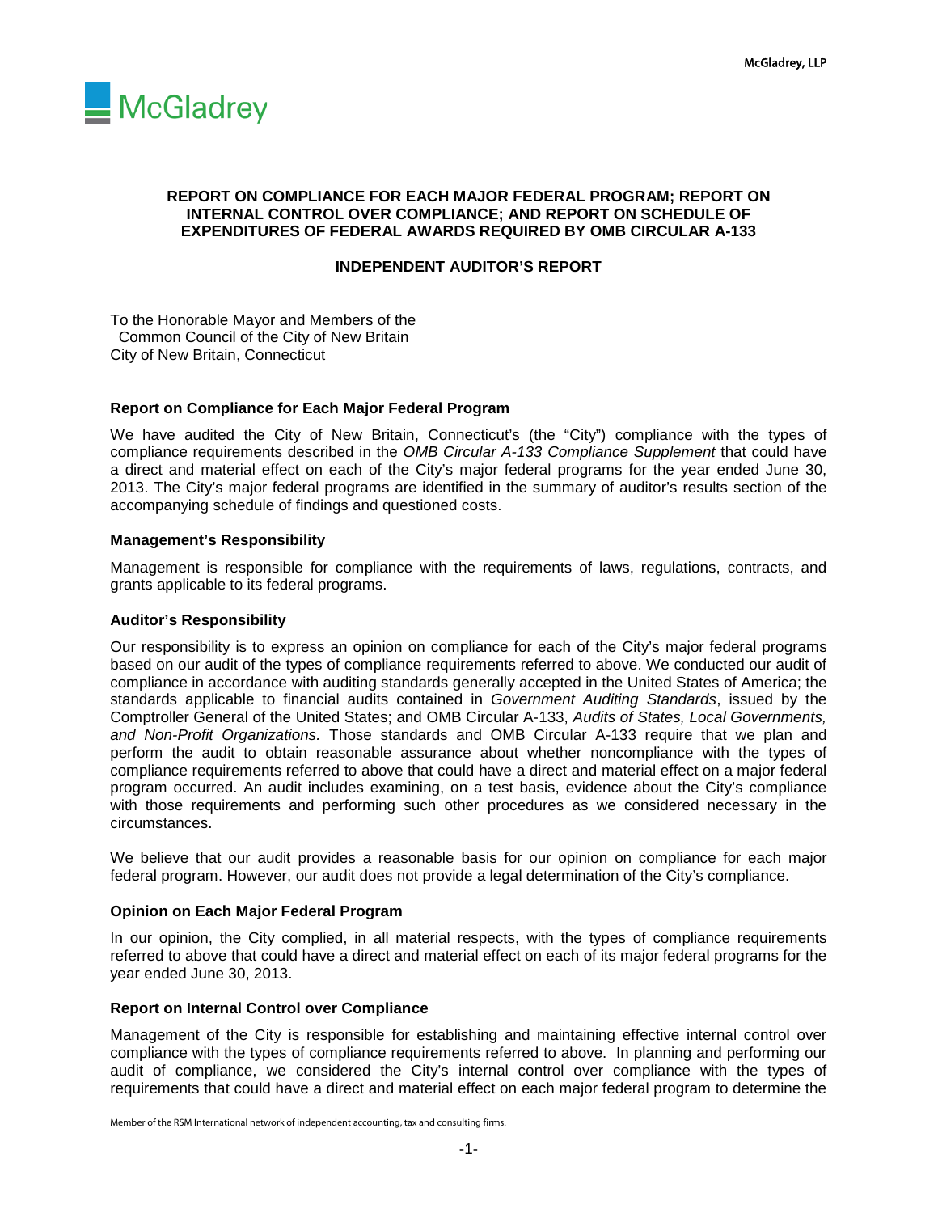## REPORT ON COMPLIANCE FOR EACH MAJOR FEDERAL PROGRAM; REPORT ON INTERNAL CONTROL OVER COMPLIANCE; AND REPORT ON SCHEDULE OF EXPENDITURES OF FEDERAL AWARDS REQUIRED BY OMB CIRCULAR A-133

## INDEPENDENT AUDITOR'S REPORT

To the Honorable Mayor and Members of the
Common Council of the City of New Britain
City of New Britain, Connecticut

### Report on Compliance for Each Major Federal Program

We have audited the City of New Britain, Connecticut's (the "City") compliance with the types of compliance requirements described in the *OMB Circular A-133 Compliance Supplement* that could have a direct and material effect on each of the City's major federal programs for the year ended June 30, 2013. The City's major federal programs are identified in the summary of auditor's results section of the accompanying schedule of findings and questioned costs.

### Management's Responsibility

Management is responsible for compliance with the requirements of laws, regulations, contracts, and grants applicable to its federal programs.

### Auditor's Responsibility

Our responsibility is to express an opinion on compliance for each of the City's major federal programs based on our audit of the types of compliance requirements referred to above. We conducted our audit of compliance in accordance with auditing standards generally accepted in the United States of America; the standards applicable to financial audits contained in *Government Auditing Standards*, issued by the Comptroller General of the United States; and OMB Circular A-133, *Audits of States, Local Governments, and Non-Profit Organizations.* Those standards and OMB Circular A-133 require that we plan and perform the audit to obtain reasonable assurance about whether noncompliance with the types of compliance requirements referred to above that could have a direct and material effect on a major federal program occurred. An audit includes examining, on a test basis, evidence about the City's compliance with those requirements and performing such other procedures as we considered necessary in the circumstances.

We believe that our audit provides a reasonable basis for our opinion on compliance for each major federal program. However, our audit does not provide a legal determination of the City's compliance.

### Opinion on Each Major Federal Program

In our opinion, the City complied, in all material respects, with the types of compliance requirements referred to above that could have a direct and material effect on each of its major federal programs for the year ended June 30, 2013.

### Report on Internal Control over Compliance

Management of the City is responsible for establishing and maintaining effective internal control over compliance with the types of compliance requirements referred to above. In planning and performing our audit of compliance, we considered the City's internal control over compliance with the types of requirements that could have a direct and material effect on each major federal program to determine the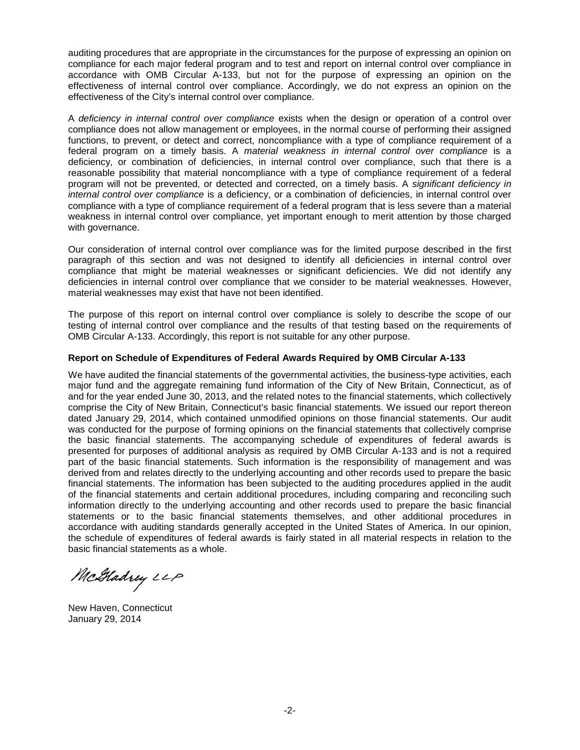auditing procedures that are appropriate in the circumstances for the purpose of expressing an opinion on compliance for each major federal program and to test and report on internal control over compliance in accordance with OMB Circular A-133, but not for the purpose of expressing an opinion on the effectiveness of internal control over compliance. Accordingly, we do not express an opinion on the effectiveness of the City's internal control over compliance.

A *deficiency in internal control over compliance* exists when the design or operation of a control over compliance does not allow management or employees, in the normal course of performing their assigned functions, to prevent, or detect and correct, noncompliance with a type of compliance requirement of a federal program on a timely basis. A *material weakness in internal control over compliance* is a deficiency, or combination of deficiencies, in internal control over compliance, such that there is a reasonable possibility that material noncompliance with a type of compliance requirement of a federal program will not be prevented, or detected and corrected, on a timely basis. A *significant deficiency in internal control over compliance* is a deficiency, or a combination of deficiencies, in internal control over compliance with a type of compliance requirement of a federal program that is less severe than a material weakness in internal control over compliance, yet important enough to merit attention by those charged with governance.

Our consideration of internal control over compliance was for the limited purpose described in the first paragraph of this section and was not designed to identify all deficiencies in internal control over compliance that might be material weaknesses or significant deficiencies. We did not identify any deficiencies in internal control over compliance that we consider to be material weaknesses. However, material weaknesses may exist that have not been identified.

The purpose of this report on internal control over compliance is solely to describe the scope of our testing of internal control over compliance and the results of that testing based on the requirements of OMB Circular A-133. Accordingly, this report is not suitable for any other purpose.

**Report on Schedule of Expenditures of Federal Awards Required by OMB Circular A-133**

We have audited the financial statements of the governmental activities, the business-type activities, each major fund and the aggregate remaining fund information of the City of New Britain, Connecticut, as of and for the year ended June 30, 2013, and the related notes to the financial statements, which collectively comprise the City of New Britain, Connecticut's basic financial statements. We issued our report thereon dated January 29, 2014, which contained unmodified opinions on those financial statements. Our audit was conducted for the purpose of forming opinions on the financial statements that collectively comprise the basic financial statements. The accompanying schedule of expenditures of federal awards is presented for purposes of additional analysis as required by OMB Circular A-133 and is not a required part of the basic financial statements. Such information is the responsibility of management and was derived from and relates directly to the underlying accounting and other records used to prepare the basic financial statements. The information has been subjected to the auditing procedures applied in the audit of the financial statements and certain additional procedures, including comparing and reconciling such information directly to the underlying accounting and other records used to prepare the basic financial statements or to the basic financial statements themselves, and other additional procedures in accordance with auditing standards generally accepted in the United States of America. In our opinion, the schedule of expenditures of federal awards is fairly stated in all material respects in relation to the basic financial statements as a whole.

McGladrey LLP

New Haven, Connecticut
January 29, 2014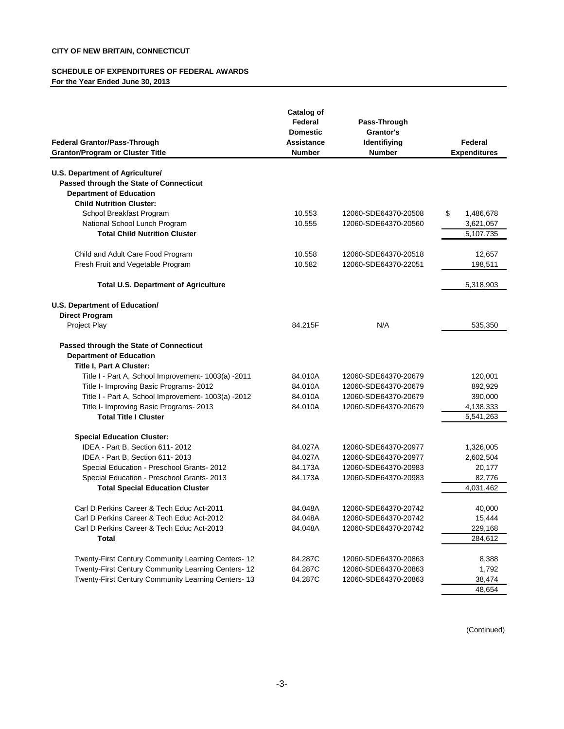**CITY OF NEW BRITAIN, CONNECTICUT**

**SCHEDULE OF EXPENDITURES OF FEDERAL AWARDS**
**For the Year Ended June 30, 2013**

| Federal Grantor/Pass-Through Grantor/Program or Cluster Title | Catalog of Federal Domestic Assistance Number | Pass-Through Grantor's Identifiying Number | Federal Expenditures |
|---|---|---|---|
| **U.S. Department of Agriculture/** | | | |
| **Passed through the State of Connecticut** | | | |
| **Department of Education** | | | |
| **Child Nutrition Cluster:** | | | |
| School Breakfast Program | 10.553 | 12060-SDE64370-20508 | $ 1,486,678 |
| National School Lunch Program | 10.555 | 12060-SDE64370-20560 | 3,621,057 |
| **Total Child Nutrition Cluster** | | | 5,107,735 |
| Child and Adult Care Food Program | 10.558 | 12060-SDE64370-20518 | 12,657 |
| Fresh Fruit and Vegetable Program | 10.582 | 12060-SDE64370-22051 | 198,511 |
| **Total U.S. Department of Agriculture** | | | 5,318,903 |
| **U.S. Department of Education/** | | | |
| **Direct Program** | | | |
| Project Play | 84.215F | N/A | 535,350 |
| **Passed through the State of Connecticut** | | | |
| **Department of Education** | | | |
| **Title I, Part A Cluster:** | | | |
| Title I - Part A, School Improvement- 1003(a) -2011 | 84.010A | 12060-SDE64370-20679 | 120,001 |
| Title I- Improving Basic Programs- 2012 | 84.010A | 12060-SDE64370-20679 | 892,929 |
| Title I - Part A, School Improvement- 1003(a) -2012 | 84.010A | 12060-SDE64370-20679 | 390,000 |
| Title I- Improving Basic Programs- 2013 | 84.010A | 12060-SDE64370-20679 | 4,138,333 |
| **Total Title I Cluster** | | | 5,541,263 |
| **Special Education Cluster:** | | | |
| IDEA - Part B, Section 611- 2012 | 84.027A | 12060-SDE64370-20977 | 1,326,005 |
| IDEA - Part B, Section 611- 2013 | 84.027A | 12060-SDE64370-20977 | 2,602,504 |
| Special Education - Preschool Grants- 2012 | 84.173A | 12060-SDE64370-20983 | 20,177 |
| Special Education - Preschool Grants- 2013 | 84.173A | 12060-SDE64370-20983 | 82,776 |
| **Total Special Education Cluster** | | | 4,031,462 |
| Carl D Perkins Career & Tech Educ Act-2011 | 84.048A | 12060-SDE64370-20742 | 40,000 |
| Carl D Perkins Career & Tech Educ Act-2012 | 84.048A | 12060-SDE64370-20742 | 15,444 |
| Carl D Perkins Career & Tech Educ Act-2013 | 84.048A | 12060-SDE64370-20742 | 229,168 |
| **Total** | | | 284,612 |
| Twenty-First Century Community Learning Centers- 12 | 84.287C | 12060-SDE64370-20863 | 8,388 |
| Twenty-First Century Community Learning Centers- 12 | 84.287C | 12060-SDE64370-20863 | 1,792 |
| Twenty-First Century Community Learning Centers- 13 | 84.287C | 12060-SDE64370-20863 | 38,474 |
| | | | 48,654 |

(Continued)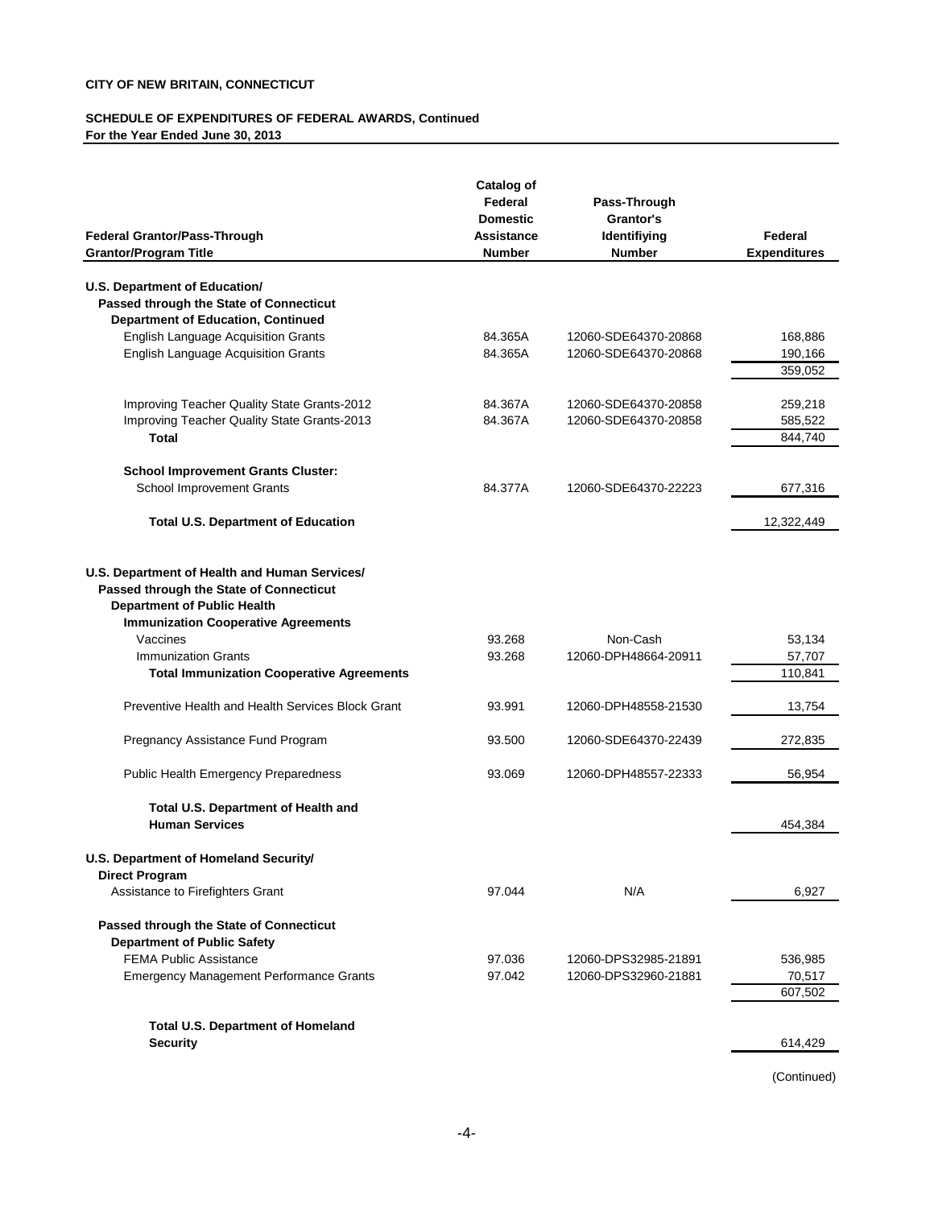**CITY OF NEW BRITAIN, CONNECTICUT**

**SCHEDULE OF EXPENDITURES OF FEDERAL AWARDS, Continued**
**For the Year Ended June 30, 2013**

| Federal Grantor/Pass-Through Grantor/Program Title | Catalog of Federal Domestic Assistance Number | Pass-Through Grantor's Identifiying Number | Federal Expenditures |
|---|---|---|---|
| **U.S. Department of Education/** | | | |
| **Passed through the State of Connecticut** | | | |
| **Department of Education, Continued** | | | |
| English Language Acquisition Grants | 84.365A | 12060-SDE64370-20868 | 168,886 |
| English Language Acquisition Grants | 84.365A | 12060-SDE64370-20868 | 190,166 |
| | | | 359,052 |
| Improving Teacher Quality State Grants-2012 | 84.367A | 12060-SDE64370-20858 | 259,218 |
| Improving Teacher Quality State Grants-2013 | 84.367A | 12060-SDE64370-20858 | 585,522 |
| **Total** | | | 844,740 |
| **School Improvement Grants Cluster:** | | | |
| School Improvement Grants | 84.377A | 12060-SDE64370-22223 | 677,316 |
| **Total U.S. Department of Education** | | | 12,322,449 |
| **U.S. Department of Health and Human Services/** | | | |
| **Passed through the State of Connecticut** | | | |
| **Department of Public Health** | | | |
| **Immunization Cooperative Agreements** | | | |
| Vaccines | 93.268 | Non-Cash | 53,134 |
| Immunization Grants | 93.268 | 12060-DPH48664-20911 | 57,707 |
| **Total Immunization Cooperative Agreements** | | | 110,841 |
| Preventive Health and Health Services Block Grant | 93.991 | 12060-DPH48558-21530 | 13,754 |
| Pregnancy Assistance Fund Program | 93.500 | 12060-SDE64370-22439 | 272,835 |
| Public Health Emergency Preparedness | 93.069 | 12060-DPH48557-22333 | 56,954 |
| **Total U.S. Department of Health and Human Services** | | | 454,384 |
| **U.S. Department of Homeland Security/** | | | |
| **Direct Program** | | | |
| Assistance to Firefighters Grant | 97.044 | N/A | 6,927 |
| **Passed through the State of Connecticut** | | | |
| **Department of Public Safety** | | | |
| FEMA Public Assistance | 97.036 | 12060-DPS32985-21891 | 536,985 |
| Emergency Management Performance Grants | 97.042 | 12060-DPS32960-21881 | 70,517 |
| | | | 607,502 |
| **Total U.S. Department of Homeland Security** | | | 614,429 |

(Continued)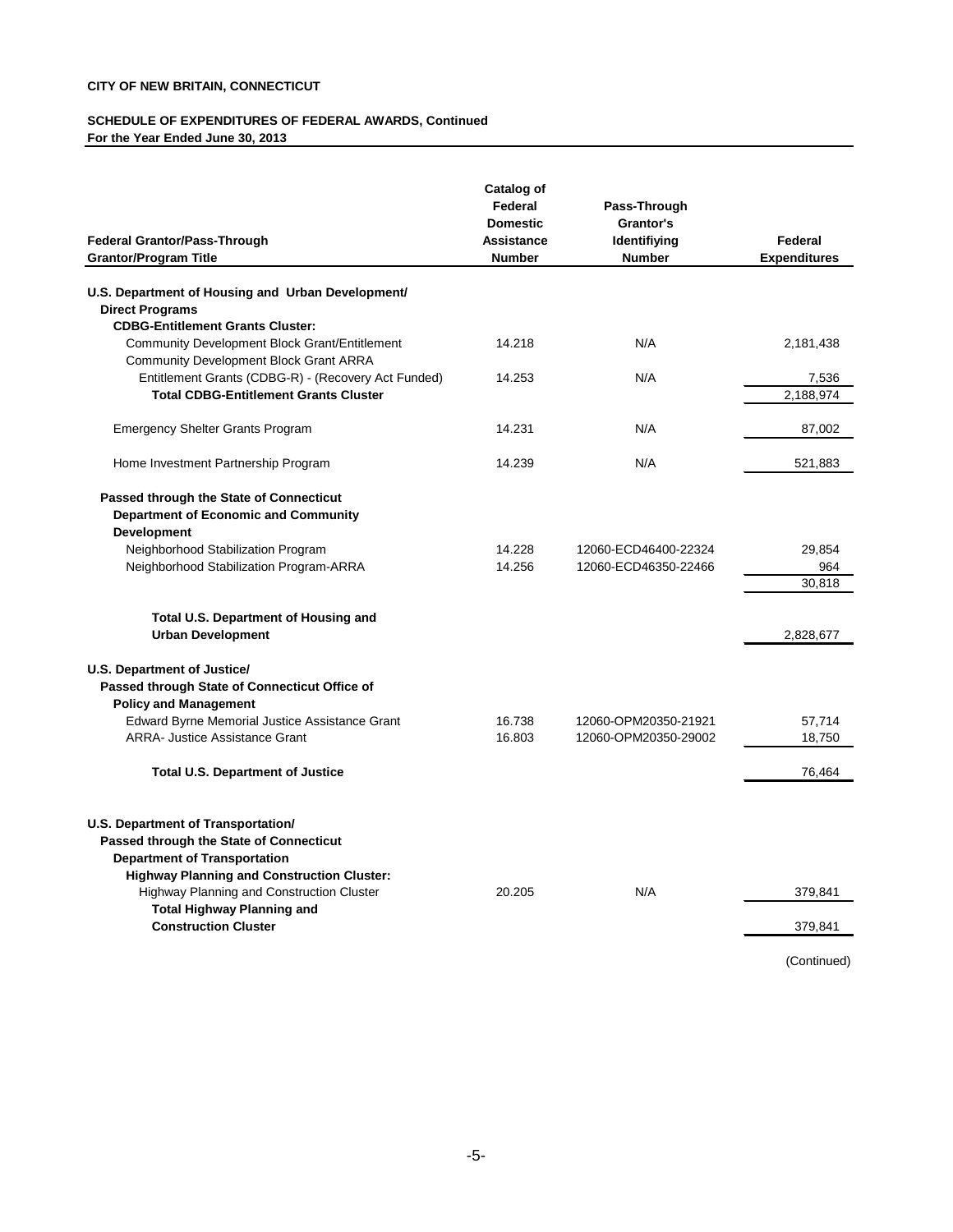**CITY OF NEW BRITAIN, CONNECTICUT**

**SCHEDULE OF EXPENDITURES OF FEDERAL AWARDS, Continued**
**For the Year Ended June 30, 2013**

| Federal Grantor/Pass-Through Grantor/Program Title | Catalog of Federal Domestic Assistance Number | Pass-Through Grantor's Identifiying Number | Federal Expenditures |
|---|---|---|---|
| **U.S. Department of Housing and Urban Development/ Direct Programs** | | | |
| **CDBG-Entitlement Grants Cluster:** | | | |
| Community Development Block Grant/Entitlement | 14.218 | N/A | 2,181,438 |
| Community Development Block Grant ARRA Entitlement Grants (CDBG-R) - (Recovery Act Funded) | 14.253 | N/A | 7,536 |
| **Total CDBG-Entitlement Grants Cluster** | | | 2,188,974 |
| Emergency Shelter Grants Program | 14.231 | N/A | 87,002 |
| Home Investment Partnership Program | 14.239 | N/A | 521,883 |
| **Passed through the State of Connecticut Department of Economic and Community Development** | | | |
| Neighborhood Stabilization Program | 14.228 | 12060-ECD46400-22324 | 29,854 |
| Neighborhood Stabilization Program-ARRA | 14.256 | 12060-ECD46350-22466 | 964 |
| | | | 30,818 |
| **Total U.S. Department of Housing and Urban Development** | | | 2,828,677 |
| **U.S. Department of Justice/ Passed through State of Connecticut Office of Policy and Management** | | | |
| Edward Byrne Memorial Justice Assistance Grant | 16.738 | 12060-OPM20350-21921 | 57,714 |
| ARRA- Justice Assistance Grant | 16.803 | 12060-OPM20350-29002 | 18,750 |
| **Total U.S. Department of Justice** | | | 76,464 |
| **U.S. Department of Transportation/ Passed through the State of Connecticut Department of Transportation** | | | |
| **Highway Planning and Construction Cluster:** | | | |
| Highway Planning and Construction Cluster | 20.205 | N/A | 379,841 |
| **Total Highway Planning and Construction Cluster** | | | 379,841 |

(Continued)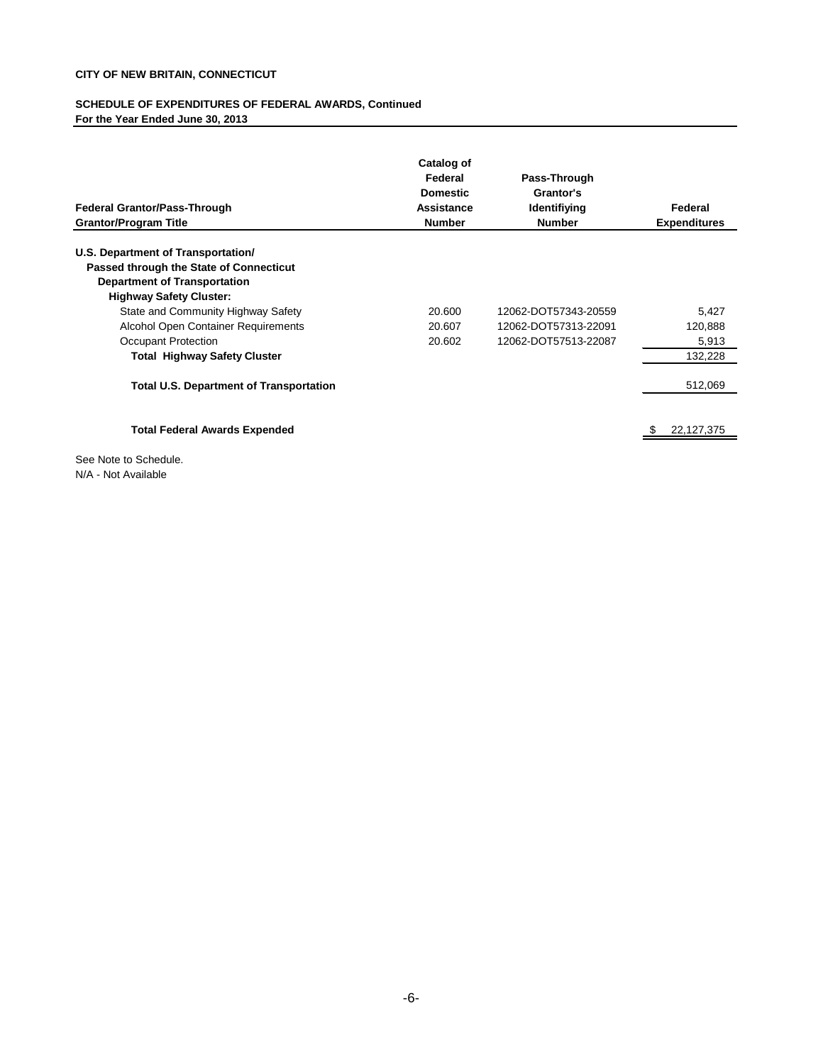**CITY OF NEW BRITAIN, CONNECTICUT**

**SCHEDULE OF EXPENDITURES OF FEDERAL AWARDS, Continued**
**For the Year Ended June 30, 2013**

| Federal Grantor/Pass-Through Grantor/Program Title | Catalog of Federal Domestic Assistance Number | Pass-Through Grantor's Identifiying Number | Federal Expenditures |
|---|---|---|---|
| **U.S. Department of Transportation/** | | | |
| **Passed through the State of Connecticut** | | | |
| **Department of Transportation** | | | |
| **Highway Safety Cluster:** | | | |
| State and Community Highway Safety | 20.600 | 12062-DOT57343-20559 | 5,427 |
| Alcohol Open Container Requirements | 20.607 | 12062-DOT57313-22091 | 120,888 |
| Occupant Protection | 20.602 | 12062-DOT57513-22087 | 5,913 |
| **Total Highway Safety Cluster** | | | 132,228 |
| **Total U.S. Department of Transportation** | | | 512,069 |
| **Total Federal Awards Expended** | | | $ 22,127,375 |

See Note to Schedule.
N/A - Not Available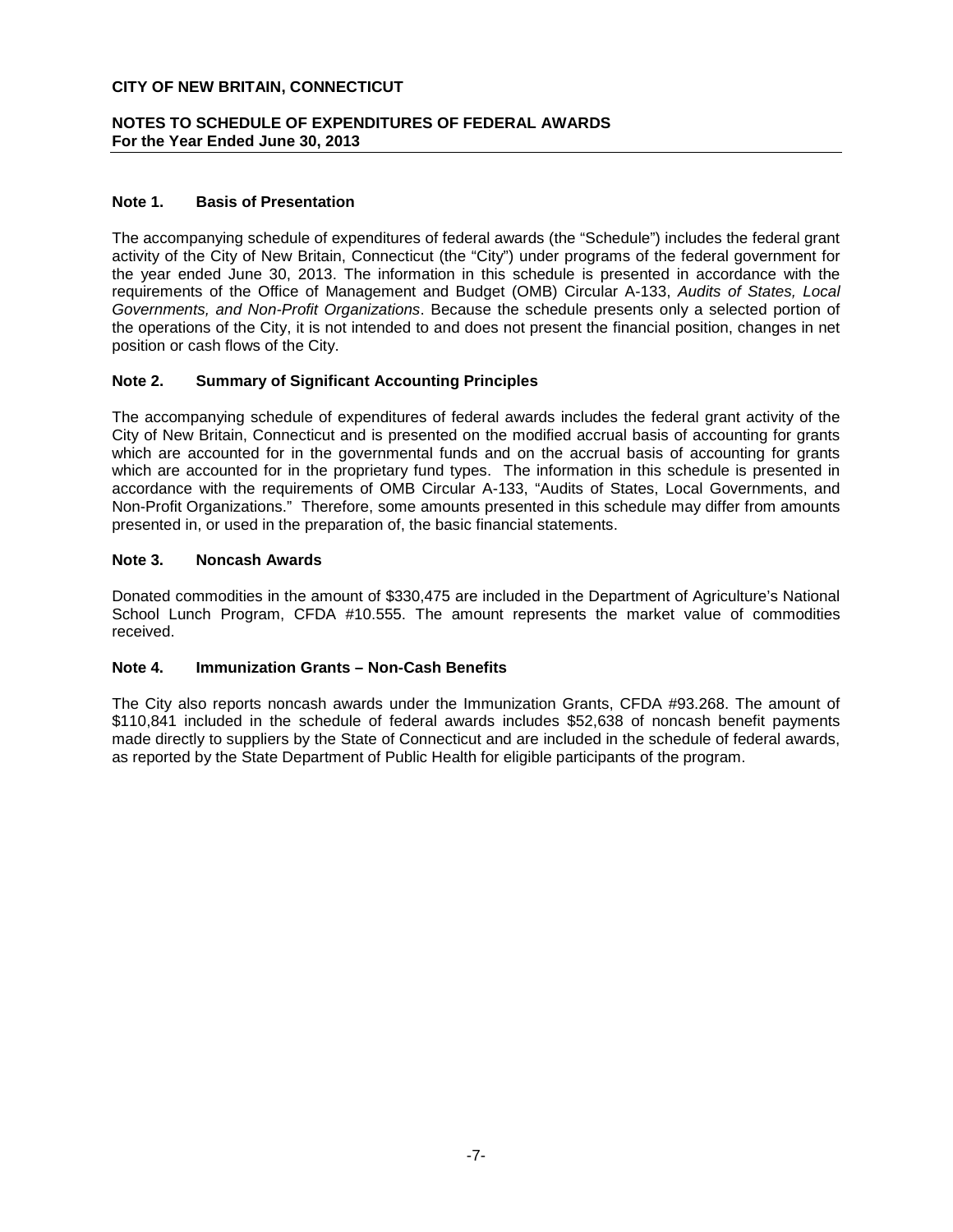**CITY OF NEW BRITAIN, CONNECTICUT**

**NOTES TO SCHEDULE OF EXPENDITURES OF FEDERAL AWARDS**
**For the Year Ended June 30, 2013**

## Note 1. Basis of Presentation

The accompanying schedule of expenditures of federal awards (the "Schedule") includes the federal grant activity of the City of New Britain, Connecticut (the "City") under programs of the federal government for the year ended June 30, 2013. The information in this schedule is presented in accordance with the requirements of the Office of Management and Budget (OMB) Circular A-133, *Audits of States, Local Governments, and Non-Profit Organizations*. Because the schedule presents only a selected portion of the operations of the City, it is not intended to and does not present the financial position, changes in net position or cash flows of the City.

## Note 2. Summary of Significant Accounting Principles

The accompanying schedule of expenditures of federal awards includes the federal grant activity of the City of New Britain, Connecticut and is presented on the modified accrual basis of accounting for grants which are accounted for in the governmental funds and on the accrual basis of accounting for grants which are accounted for in the proprietary fund types. The information in this schedule is presented in accordance with the requirements of OMB Circular A-133, "Audits of States, Local Governments, and Non-Profit Organizations." Therefore, some amounts presented in this schedule may differ from amounts presented in, or used in the preparation of, the basic financial statements.

## Note 3. Noncash Awards

Donated commodities in the amount of $330,475 are included in the Department of Agriculture's National School Lunch Program, CFDA #10.555. The amount represents the market value of commodities received.

## Note 4. Immunization Grants – Non-Cash Benefits

The City also reports noncash awards under the Immunization Grants, CFDA #93.268. The amount of $110,841 included in the schedule of federal awards includes $52,638 of noncash benefit payments made directly to suppliers by the State of Connecticut and are included in the schedule of federal awards, as reported by the State Department of Public Health for eligible participants of the program.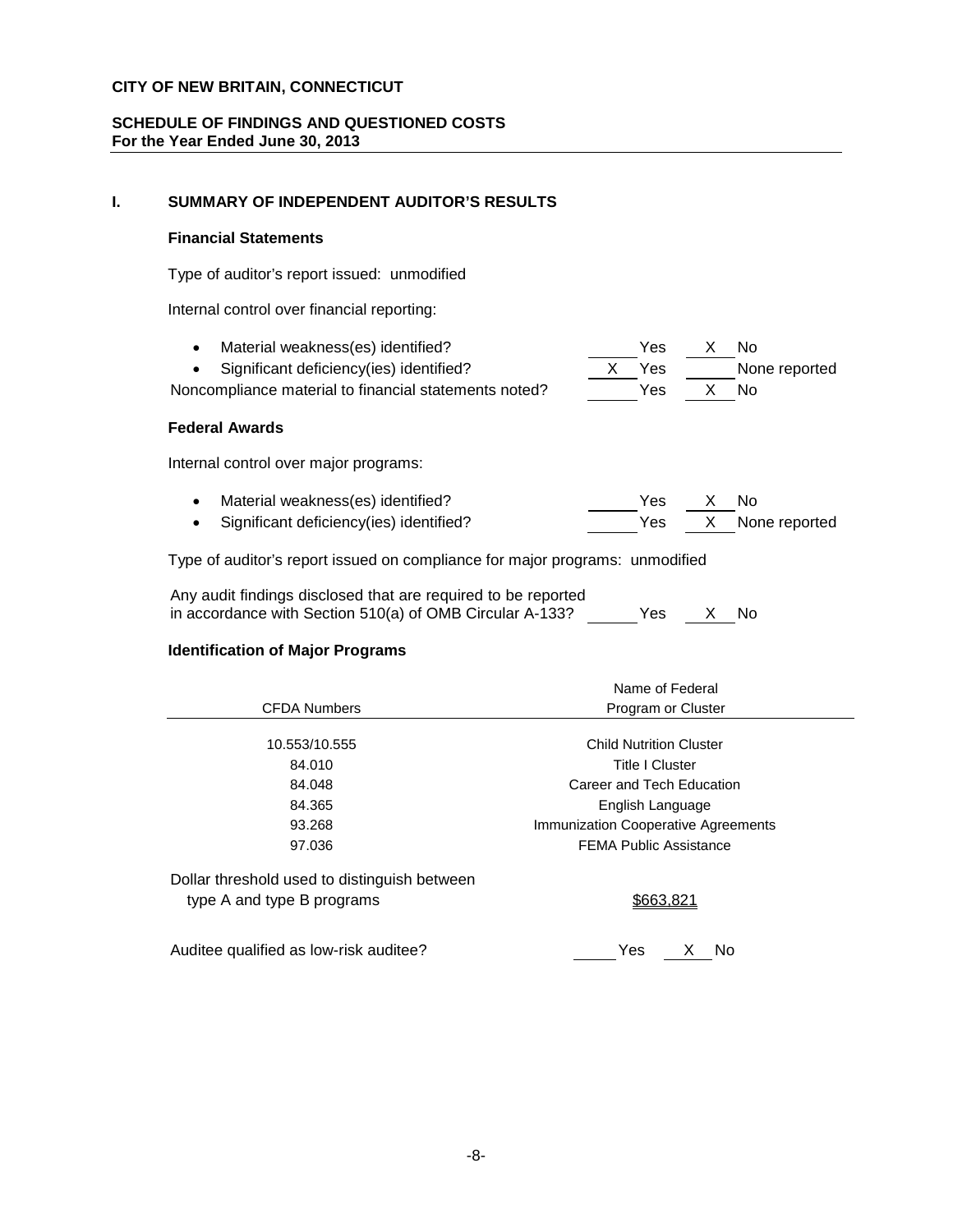**CITY OF NEW BRITAIN, CONNECTICUT**

**SCHEDULE OF FINDINGS AND QUESTIONED COSTS**
**For the Year Ended June 30, 2013**

## I. SUMMARY OF INDEPENDENT AUDITOR'S RESULTS

### Financial Statements

Type of auditor's report issued: unmodified

Internal control over financial reporting:

- Material weakness(es) identified? ____ Yes __X__ No
- Significant deficiency(ies) identified? __X__ Yes ____ None reported

Noncompliance material to financial statements noted? ____ Yes __X__ No

### Federal Awards

Internal control over major programs:

- Material weakness(es) identified? ____ Yes __X__ No
- Significant deficiency(ies) identified? ____ Yes __X__ None reported

Type of auditor's report issued on compliance for major programs: unmodified

Any audit findings disclosed that are required to be reported in accordance with Section 510(a) of OMB Circular A-133? ____ Yes __X__ No

### Identification of Major Programs

| CFDA Numbers | Name of Federal Program or Cluster |
|---|---|
| 10.553/10.555 | Child Nutrition Cluster |
| 84.010 | Title I Cluster |
| 84.048 | Career and Tech Education |
| 84.365 | English Language |
| 93.268 | Immunization Cooperative Agreements |
| 97.036 | FEMA Public Assistance |

Dollar threshold used to distinguish between type A and type B programs: $663,821

Auditee qualified as low-risk auditee? ____ Yes __X__ No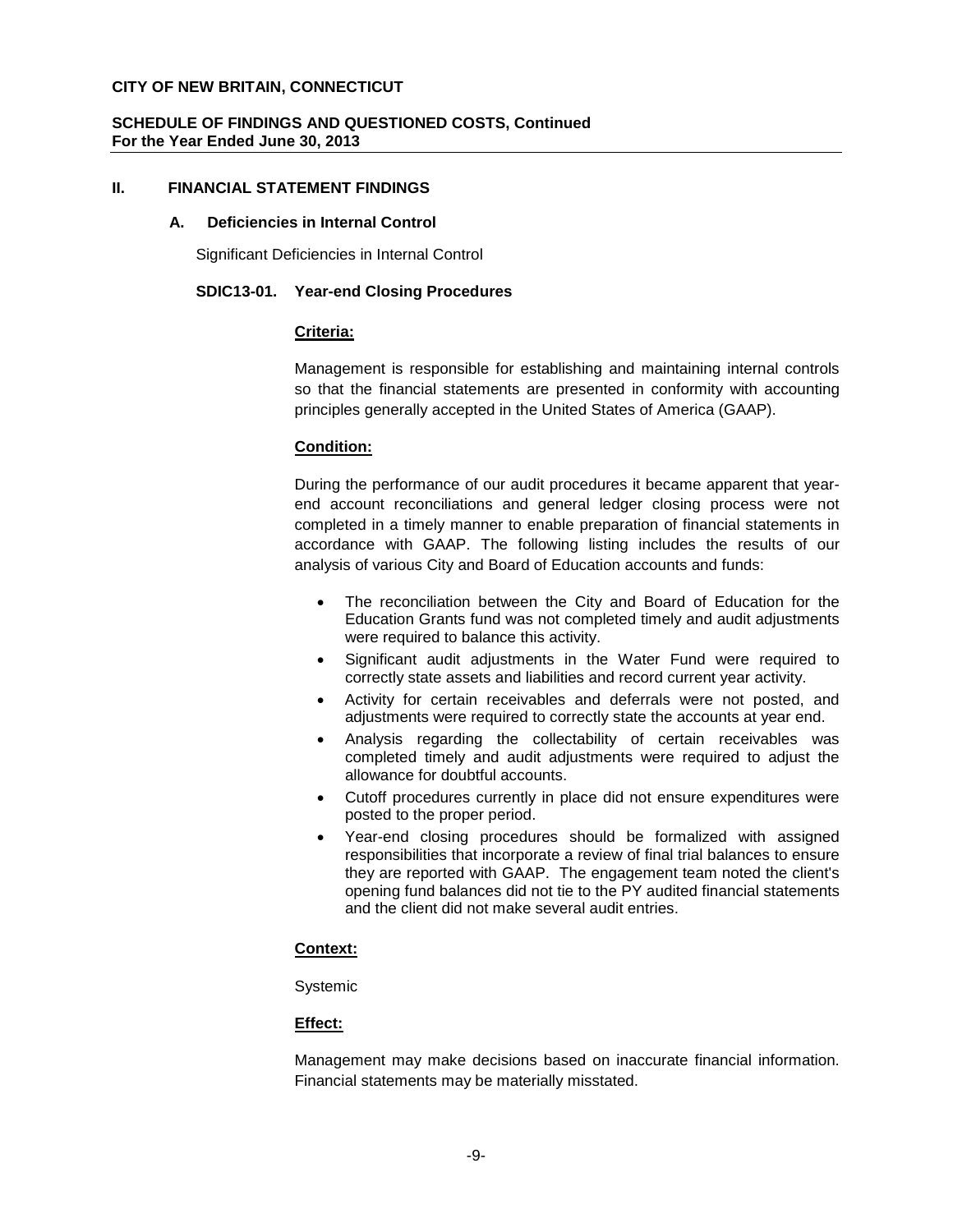## II. FINANCIAL STATEMENT FINDINGS

### A. Deficiencies in Internal Control

Significant Deficiencies in Internal Control

#### SDIC13-01. Year-end Closing Procedures

**Criteria:**

Management is responsible for establishing and maintaining internal controls so that the financial statements are presented in conformity with accounting principles generally accepted in the United States of America (GAAP).

**Condition:**

During the performance of our audit procedures it became apparent that year-end account reconciliations and general ledger closing process were not completed in a timely manner to enable preparation of financial statements in accordance with GAAP. The following listing includes the results of our analysis of various City and Board of Education accounts and funds:

- The reconciliation between the City and Board of Education for the Education Grants fund was not completed timely and audit adjustments were required to balance this activity.
- Significant audit adjustments in the Water Fund were required to correctly state assets and liabilities and record current year activity.
- Activity for certain receivables and deferrals were not posted, and adjustments were required to correctly state the accounts at year end.
- Analysis regarding the collectability of certain receivables was completed timely and audit adjustments were required to adjust the allowance for doubtful accounts.
- Cutoff procedures currently in place did not ensure expenditures were posted to the proper period.
- Year-end closing procedures should be formalized with assigned responsibilities that incorporate a review of final trial balances to ensure they are reported with GAAP. The engagement team noted the client's opening fund balances did not tie to the PY audited financial statements and the client did not make several audit entries.

**Context:**

Systemic

**Effect:**

Management may make decisions based on inaccurate financial information. Financial statements may be materially misstated.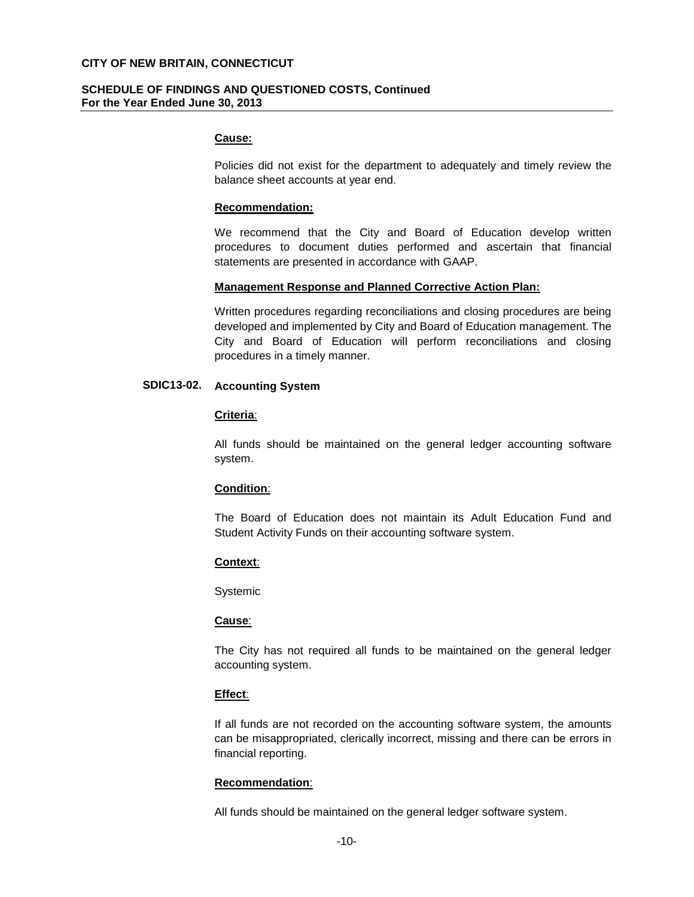**Cause:**

Policies did not exist for the department to adequately and timely review the balance sheet accounts at year end.

**Recommendation:**

We recommend that the City and Board of Education develop written procedures to document duties performed and ascertain that financial statements are presented in accordance with GAAP.

**Management Response and Planned Corrective Action Plan:**

Written procedures regarding reconciliations and closing procedures are being developed and implemented by City and Board of Education management. The City and Board of Education will perform reconciliations and closing procedures in a timely manner.

**SDIC13-02. Accounting System**

**Criteria**:

All funds should be maintained on the general ledger accounting software system.

**Condition**:

The Board of Education does not maintain its Adult Education Fund and Student Activity Funds on their accounting software system.

**Context**:

Systemic

**Cause**:

The City has not required all funds to be maintained on the general ledger accounting system.

**Effect**:

If all funds are not recorded on the accounting software system, the amounts can be misappropriated, clerically incorrect, missing and there can be errors in financial reporting.

**Recommendation**:

All funds should be maintained on the general ledger software system.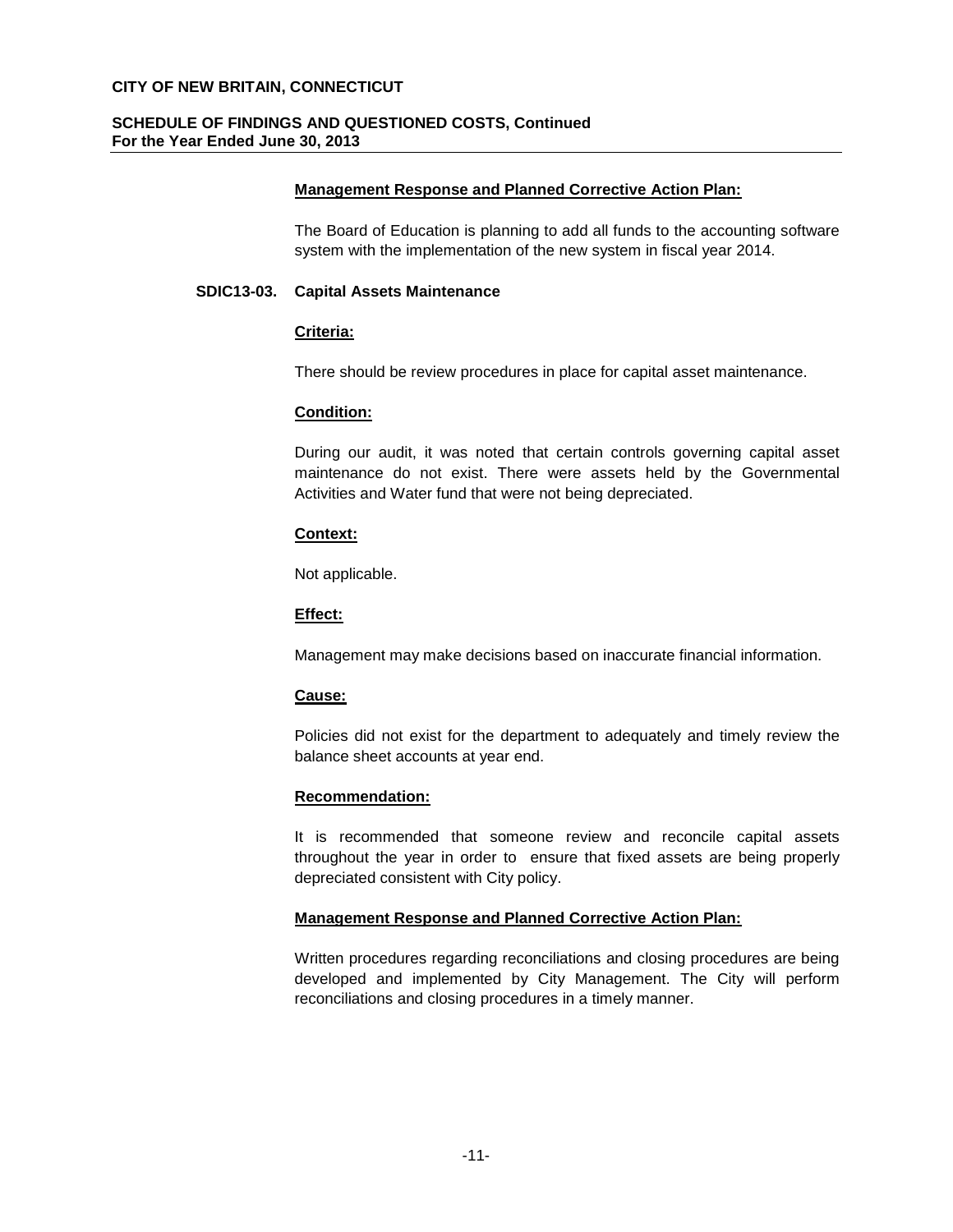**Management Response and Planned Corrective Action Plan:**

The Board of Education is planning to add all funds to the accounting software system with the implementation of the new system in fiscal year 2014.

### SDIC13-03. Capital Assets Maintenance

**Criteria:**

There should be review procedures in place for capital asset maintenance.

**Condition:**

During our audit, it was noted that certain controls governing capital asset maintenance do not exist. There were assets held by the Governmental Activities and Water fund that were not being depreciated.

**Context:**

Not applicable.

**Effect:**

Management may make decisions based on inaccurate financial information.

**Cause:**

Policies did not exist for the department to adequately and timely review the balance sheet accounts at year end.

**Recommendation:**

It is recommended that someone review and reconcile capital assets throughout the year in order to ensure that fixed assets are being properly depreciated consistent with City policy.

**Management Response and Planned Corrective Action Plan:**

Written procedures regarding reconciliations and closing procedures are being developed and implemented by City Management. The City will perform reconciliations and closing procedures in a timely manner.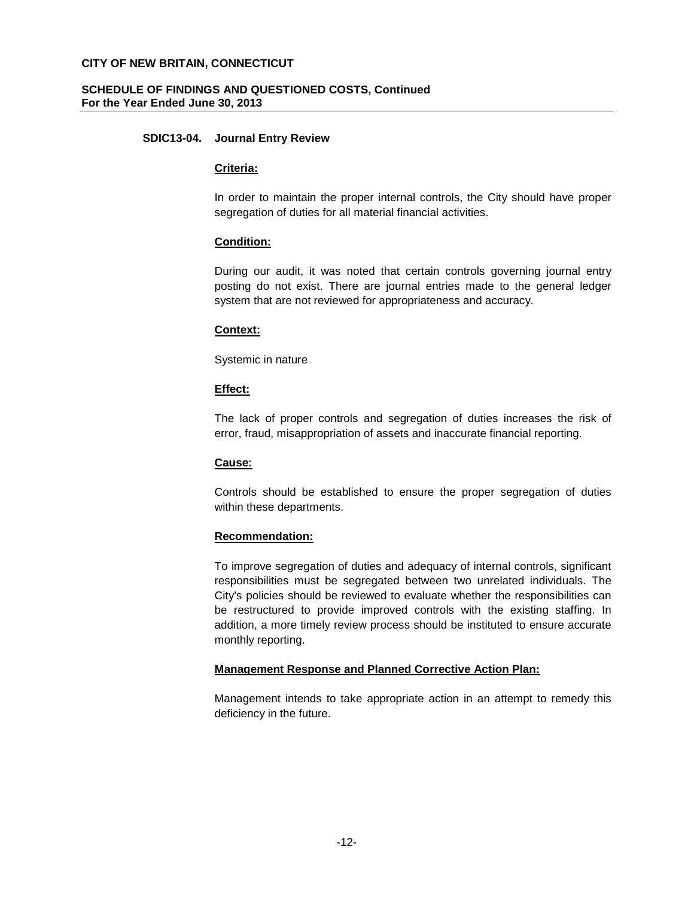### SDIC13-04. Journal Entry Review

**Criteria:**

In order to maintain the proper internal controls, the City should have proper segregation of duties for all material financial activities.

**Condition:**

During our audit, it was noted that certain controls governing journal entry posting do not exist. There are journal entries made to the general ledger system that are not reviewed for appropriateness and accuracy.

**Context:**

Systemic in nature

**Effect:**

The lack of proper controls and segregation of duties increases the risk of error, fraud, misappropriation of assets and inaccurate financial reporting.

**Cause:**

Controls should be established to ensure the proper segregation of duties within these departments.

**Recommendation:**

To improve segregation of duties and adequacy of internal controls, significant responsibilities must be segregated between two unrelated individuals. The City's policies should be reviewed to evaluate whether the responsibilities can be restructured to provide improved controls with the existing staffing. In addition, a more timely review process should be instituted to ensure accurate monthly reporting.

**Management Response and Planned Corrective Action Plan:**

Management intends to take appropriate action in an attempt to remedy this deficiency in the future.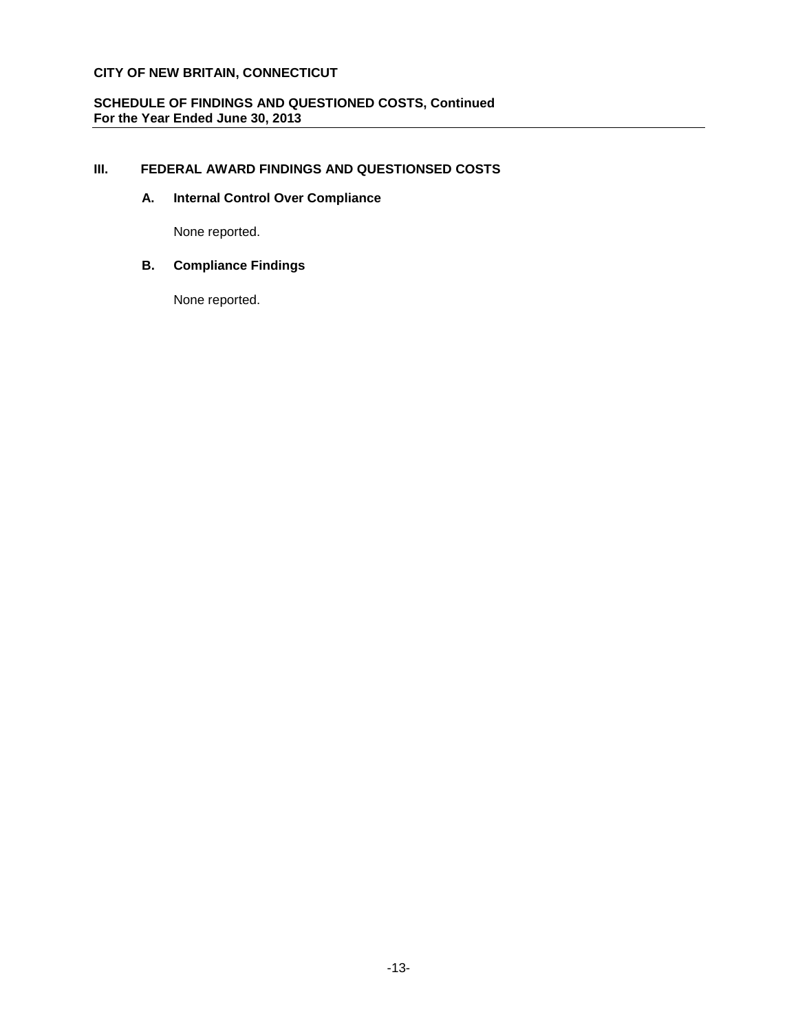# CITY OF NEW BRITAIN, CONNECTICUT

## SCHEDULE OF FINDINGS AND QUESTIONED COSTS, Continued
**For the Year Ended June 30, 2013**

## III. FEDERAL AWARD FINDINGS AND QUESTIONSED COSTS

### A. Internal Control Over Compliance

None reported.

### B. Compliance Findings

None reported.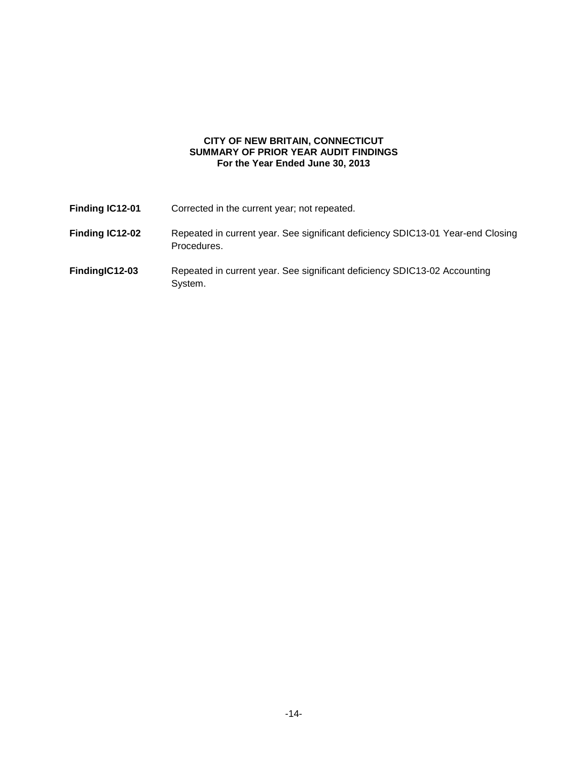**CITY OF NEW BRITAIN, CONNECTICUT**
**SUMMARY OF PRIOR YEAR AUDIT FINDINGS**
**For the Year Ended June 30, 2013**

**Finding IC12-01** Corrected in the current year; not repeated.

**Finding IC12-02** Repeated in current year. See significant deficiency SDIC13-01 Year-end Closing Procedures.

**FindingIC12-03** Repeated in current year. See significant deficiency SDIC13-02 Accounting System.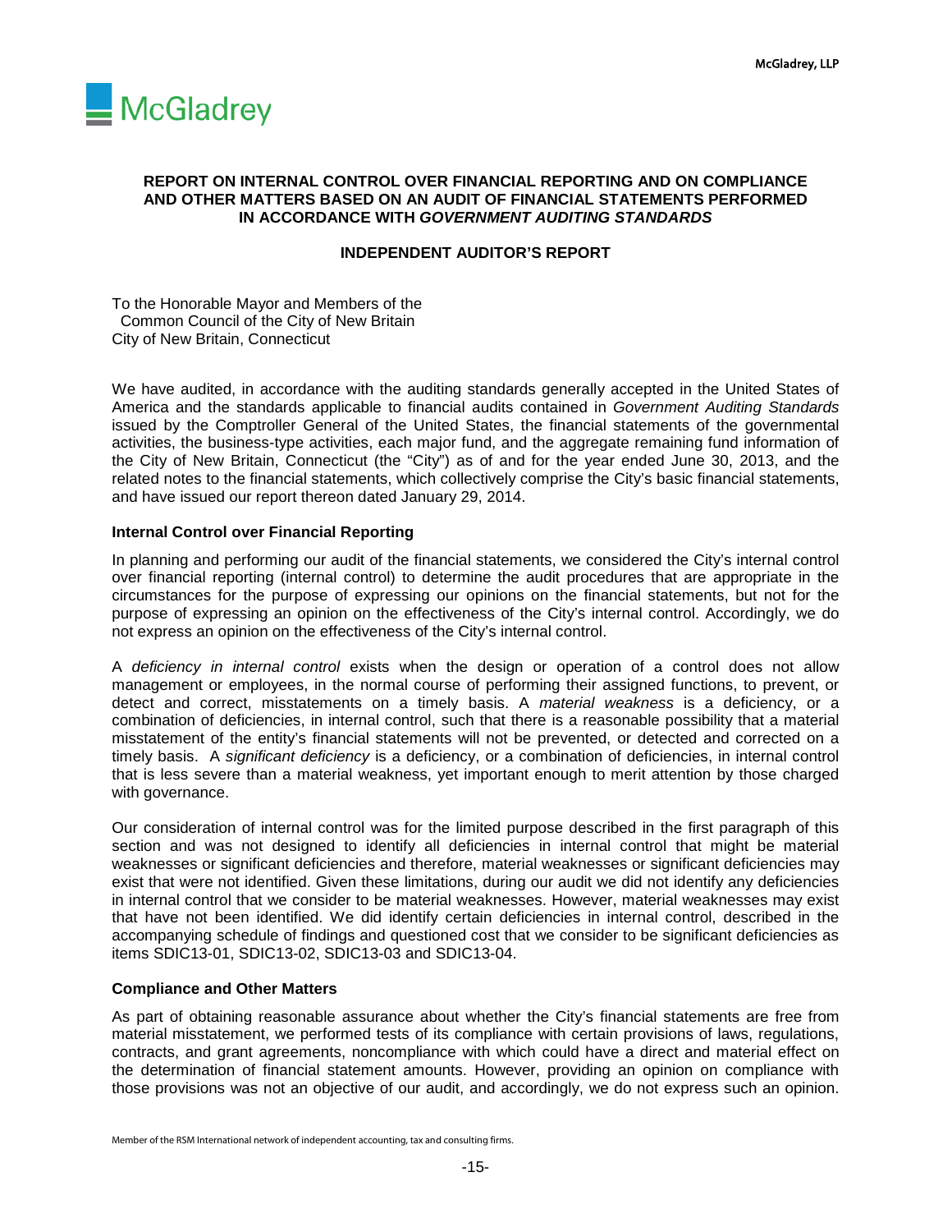# REPORT ON INTERNAL CONTROL OVER FINANCIAL REPORTING AND ON COMPLIANCE AND OTHER MATTERS BASED ON AN AUDIT OF FINANCIAL STATEMENTS PERFORMED IN ACCORDANCE WITH *GOVERNMENT AUDITING STANDARDS*

## INDEPENDENT AUDITOR'S REPORT

To the Honorable Mayor and Members of the
Common Council of the City of New Britain
City of New Britain, Connecticut

We have audited, in accordance with the auditing standards generally accepted in the United States of America and the standards applicable to financial audits contained in *Government Auditing Standards* issued by the Comptroller General of the United States, the financial statements of the governmental activities, the business-type activities, each major fund, and the aggregate remaining fund information of the City of New Britain, Connecticut (the "City") as of and for the year ended June 30, 2013, and the related notes to the financial statements, which collectively comprise the City's basic financial statements, and have issued our report thereon dated January 29, 2014.

### Internal Control over Financial Reporting

In planning and performing our audit of the financial statements, we considered the City's internal control over financial reporting (internal control) to determine the audit procedures that are appropriate in the circumstances for the purpose of expressing our opinions on the financial statements, but not for the purpose of expressing an opinion on the effectiveness of the City's internal control. Accordingly, we do not express an opinion on the effectiveness of the City's internal control.

A *deficiency in internal control* exists when the design or operation of a control does not allow management or employees, in the normal course of performing their assigned functions, to prevent, or detect and correct, misstatements on a timely basis. A *material weakness* is a deficiency, or a combination of deficiencies, in internal control, such that there is a reasonable possibility that a material misstatement of the entity's financial statements will not be prevented, or detected and corrected on a timely basis. A *significant deficiency* is a deficiency, or a combination of deficiencies, in internal control that is less severe than a material weakness, yet important enough to merit attention by those charged with governance.

Our consideration of internal control was for the limited purpose described in the first paragraph of this section and was not designed to identify all deficiencies in internal control that might be material weaknesses or significant deficiencies and therefore, material weaknesses or significant deficiencies may exist that were not identified. Given these limitations, during our audit we did not identify any deficiencies in internal control that we consider to be material weaknesses. However, material weaknesses may exist that have not been identified. We did identify certain deficiencies in internal control, described in the accompanying schedule of findings and questioned cost that we consider to be significant deficiencies as items SDIC13-01, SDIC13-02, SDIC13-03 and SDIC13-04.

### Compliance and Other Matters

As part of obtaining reasonable assurance about whether the City's financial statements are free from material misstatement, we performed tests of its compliance with certain provisions of laws, regulations, contracts, and grant agreements, noncompliance with which could have a direct and material effect on the determination of financial statement amounts. However, providing an opinion on compliance with those provisions was not an objective of our audit, and accordingly, we do not express such an opinion.

Member of the RSM International network of independent accounting, tax and consulting firms.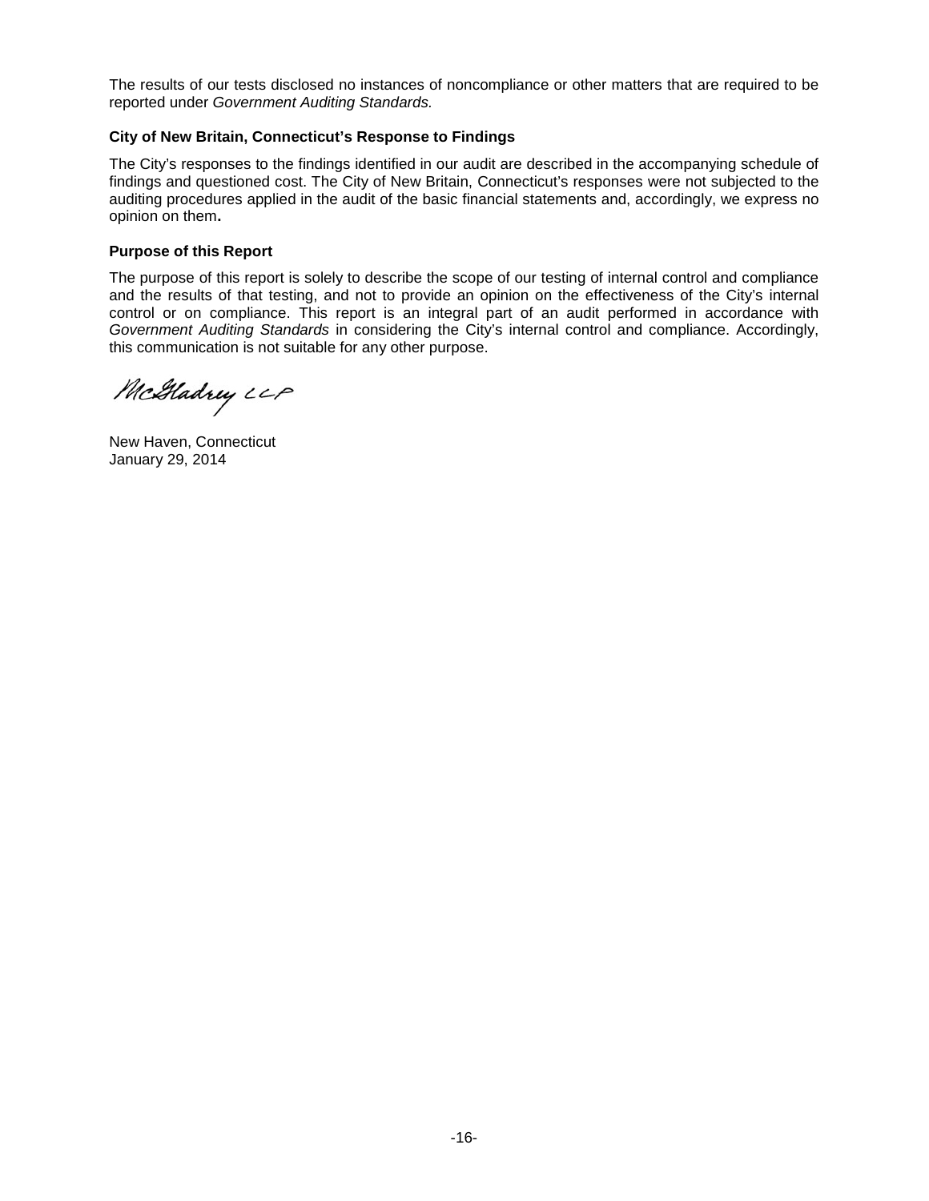The results of our tests disclosed no instances of noncompliance or other matters that are required to be reported under *Government Auditing Standards.*

**City of New Britain, Connecticut's Response to Findings**

The City's responses to the findings identified in our audit are described in the accompanying schedule of findings and questioned cost. The City of New Britain, Connecticut's responses were not subjected to the auditing procedures applied in the audit of the basic financial statements and, accordingly, we express no opinion on them**.**

**Purpose of this Report**

The purpose of this report is solely to describe the scope of our testing of internal control and compliance and the results of that testing, and not to provide an opinion on the effectiveness of the City's internal control or on compliance. This report is an integral part of an audit performed in accordance with *Government Auditing Standards* in considering the City's internal control and compliance. Accordingly, this communication is not suitable for any other purpose.

McGladrey LLP

New Haven, Connecticut
January 29, 2014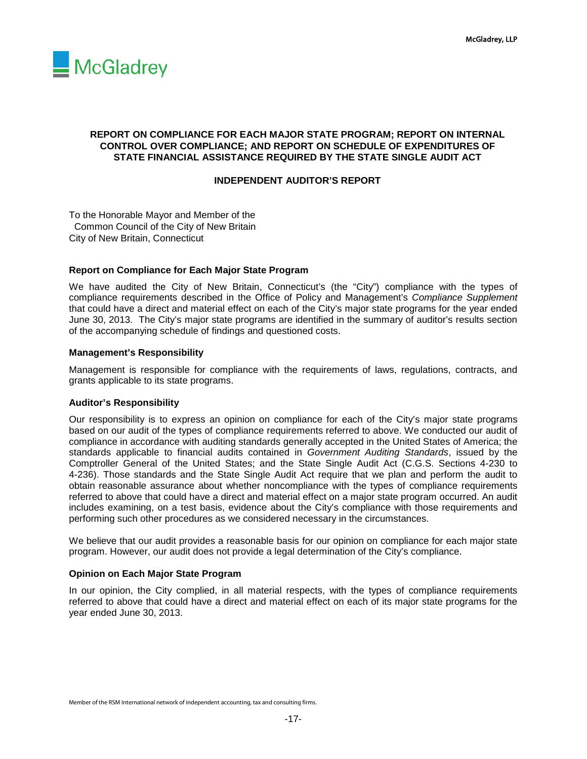McGladrey

# REPORT ON COMPLIANCE FOR EACH MAJOR STATE PROGRAM; REPORT ON INTERNAL CONTROL OVER COMPLIANCE; AND REPORT ON SCHEDULE OF EXPENDITURES OF STATE FINANCIAL ASSISTANCE REQUIRED BY THE STATE SINGLE AUDIT ACT

## INDEPENDENT AUDITOR'S REPORT

To the Honorable Mayor and Member of the
Common Council of the City of New Britain
City of New Britain, Connecticut

### Report on Compliance for Each Major State Program

We have audited the City of New Britain, Connecticut's (the "City") compliance with the types of compliance requirements described in the Office of Policy and Management's *Compliance Supplement* that could have a direct and material effect on each of the City's major state programs for the year ended June 30, 2013. The City's major state programs are identified in the summary of auditor's results section of the accompanying schedule of findings and questioned costs.

### Management's Responsibility

Management is responsible for compliance with the requirements of laws, regulations, contracts, and grants applicable to its state programs.

### Auditor's Responsibility

Our responsibility is to express an opinion on compliance for each of the City's major state programs based on our audit of the types of compliance requirements referred to above. We conducted our audit of compliance in accordance with auditing standards generally accepted in the United States of America; the standards applicable to financial audits contained in *Government Auditing Standards*, issued by the Comptroller General of the United States; and the State Single Audit Act (C.G.S. Sections 4-230 to 4-236). Those standards and the State Single Audit Act require that we plan and perform the audit to obtain reasonable assurance about whether noncompliance with the types of compliance requirements referred to above that could have a direct and material effect on a major state program occurred. An audit includes examining, on a test basis, evidence about the City's compliance with those requirements and performing such other procedures as we considered necessary in the circumstances.

We believe that our audit provides a reasonable basis for our opinion on compliance for each major state program. However, our audit does not provide a legal determination of the City's compliance.

### Opinion on Each Major State Program

In our opinion, the City complied, in all material respects, with the types of compliance requirements referred to above that could have a direct and material effect on each of its major state programs for the year ended June 30, 2013.

Member of the RSM International network of independent accounting, tax and consulting firms.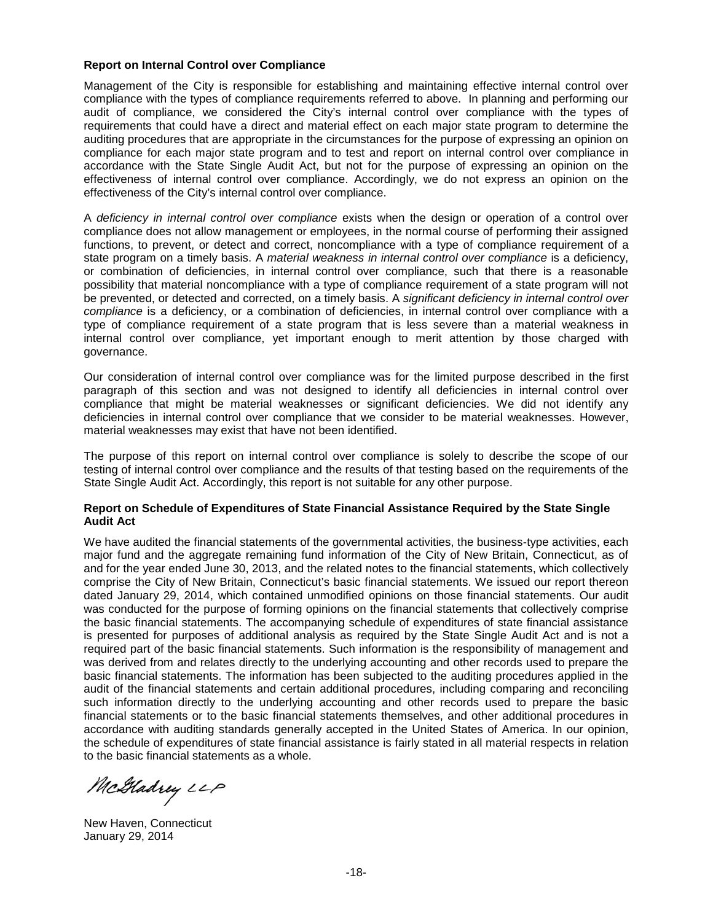**Report on Internal Control over Compliance**

Management of the City is responsible for establishing and maintaining effective internal control over compliance with the types of compliance requirements referred to above. In planning and performing our audit of compliance, we considered the City's internal control over compliance with the types of requirements that could have a direct and material effect on each major state program to determine the auditing procedures that are appropriate in the circumstances for the purpose of expressing an opinion on compliance for each major state program and to test and report on internal control over compliance in accordance with the State Single Audit Act, but not for the purpose of expressing an opinion on the effectiveness of internal control over compliance. Accordingly, we do not express an opinion on the effectiveness of the City's internal control over compliance.

A *deficiency in internal control over compliance* exists when the design or operation of a control over compliance does not allow management or employees, in the normal course of performing their assigned functions, to prevent, or detect and correct, noncompliance with a type of compliance requirement of a state program on a timely basis. A *material weakness in internal control over compliance* is a deficiency, or combination of deficiencies, in internal control over compliance, such that there is a reasonable possibility that material noncompliance with a type of compliance requirement of a state program will not be prevented, or detected and corrected, on a timely basis. A *significant deficiency in internal control over compliance* is a deficiency, or a combination of deficiencies, in internal control over compliance with a type of compliance requirement of a state program that is less severe than a material weakness in internal control over compliance, yet important enough to merit attention by those charged with governance.

Our consideration of internal control over compliance was for the limited purpose described in the first paragraph of this section and was not designed to identify all deficiencies in internal control over compliance that might be material weaknesses or significant deficiencies. We did not identify any deficiencies in internal control over compliance that we consider to be material weaknesses. However, material weaknesses may exist that have not been identified.

The purpose of this report on internal control over compliance is solely to describe the scope of our testing of internal control over compliance and the results of that testing based on the requirements of the State Single Audit Act. Accordingly, this report is not suitable for any other purpose.

**Report on Schedule of Expenditures of State Financial Assistance Required by the State Single Audit Act**

We have audited the financial statements of the governmental activities, the business-type activities, each major fund and the aggregate remaining fund information of the City of New Britain, Connecticut, as of and for the year ended June 30, 2013, and the related notes to the financial statements, which collectively comprise the City of New Britain, Connecticut's basic financial statements. We issued our report thereon dated January 29, 2014, which contained unmodified opinions on those financial statements. Our audit was conducted for the purpose of forming opinions on the financial statements that collectively comprise the basic financial statements. The accompanying schedule of expenditures of state financial assistance is presented for purposes of additional analysis as required by the State Single Audit Act and is not a required part of the basic financial statements. Such information is the responsibility of management and was derived from and relates directly to the underlying accounting and other records used to prepare the basic financial statements. The information has been subjected to the auditing procedures applied in the audit of the financial statements and certain additional procedures, including comparing and reconciling such information directly to the underlying accounting and other records used to prepare the basic financial statements or to the basic financial statements themselves, and other additional procedures in accordance with auditing standards generally accepted in the United States of America. In our opinion, the schedule of expenditures of state financial assistance is fairly stated in all material respects in relation to the basic financial statements as a whole.

McGladrey LLP

New Haven, Connecticut
January 29, 2014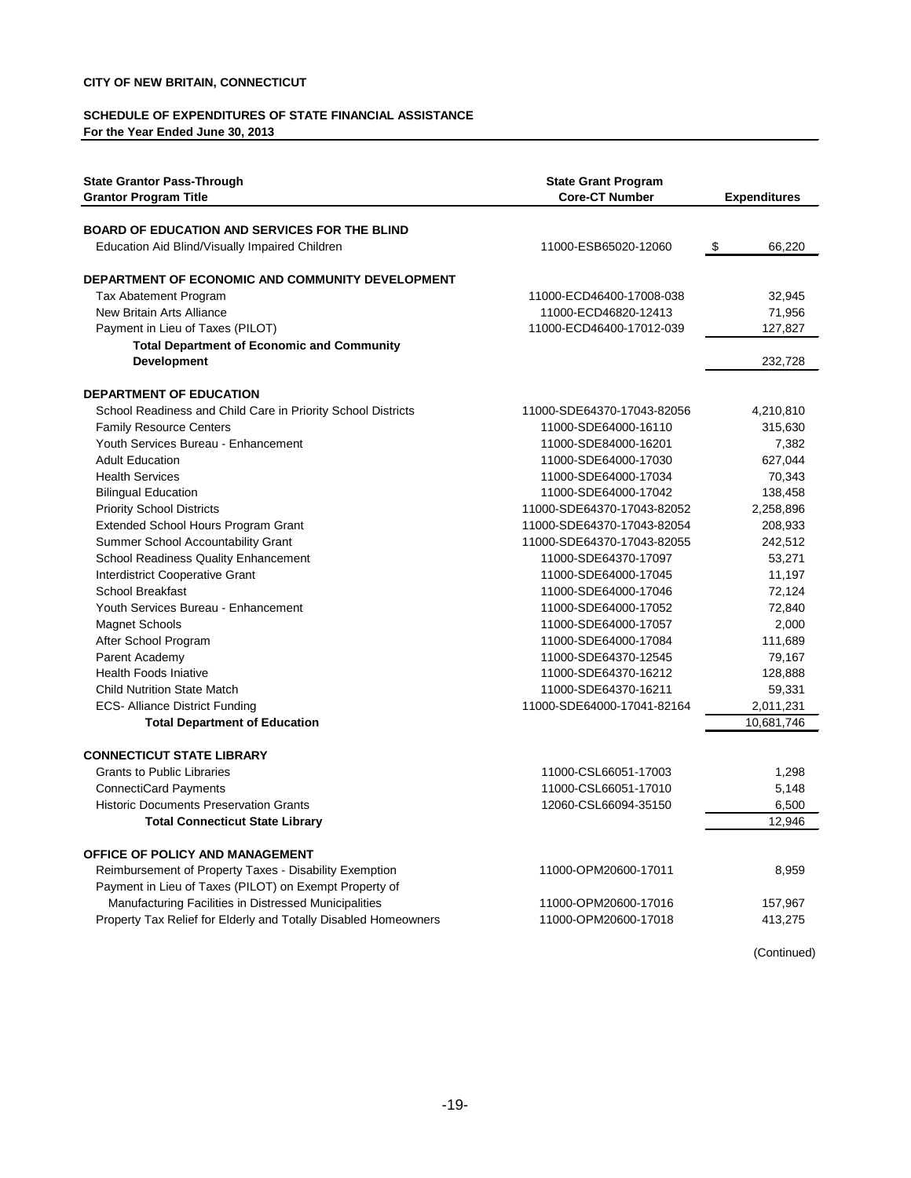**CITY OF NEW BRITAIN, CONNECTICUT**

**SCHEDULE OF EXPENDITURES OF STATE FINANCIAL ASSISTANCE**
**For the Year Ended June 30, 2013**

| State Grantor Pass-Through<br>Grantor Program Title | State Grant Program<br>Core-CT Number | Expenditures |
|---|---|---|
| **BOARD OF EDUCATION AND SERVICES FOR THE BLIND** | | |
| Education Aid Blind/Visually Impaired Children | 11000-ESB65020-12060 | $ 66,220 |
| **DEPARTMENT OF ECONOMIC AND COMMUNITY DEVELOPMENT** | | |
| Tax Abatement Program | 11000-ECD46400-17008-038 | 32,945 |
| New Britain Arts Alliance | 11000-ECD46820-12413 | 71,956 |
| Payment in Lieu of Taxes (PILOT) | 11000-ECD46400-17012-039 | 127,827 |
| **Total Department of Economic and Community Development** | | 232,728 |
| **DEPARTMENT OF EDUCATION** | | |
| School Readiness and Child Care in Priority School Districts | 11000-SDE64370-17043-82056 | 4,210,810 |
| Family Resource Centers | 11000-SDE64000-16110 | 315,630 |
| Youth Services Bureau - Enhancement | 11000-SDE84000-16201 | 7,382 |
| Adult Education | 11000-SDE64000-17030 | 627,044 |
| Health Services | 11000-SDE64000-17034 | 70,343 |
| Bilingual Education | 11000-SDE64000-17042 | 138,458 |
| Priority School Districts | 11000-SDE64370-17043-82052 | 2,258,896 |
| Extended School Hours Program Grant | 11000-SDE64370-17043-82054 | 208,933 |
| Summer School Accountability Grant | 11000-SDE64370-17043-82055 | 242,512 |
| School Readiness Quality Enhancement | 11000-SDE64370-17097 | 53,271 |
| Interdistrict Cooperative Grant | 11000-SDE64000-17045 | 11,197 |
| School Breakfast | 11000-SDE64000-17046 | 72,124 |
| Youth Services Bureau - Enhancement | 11000-SDE64000-17052 | 72,840 |
| Magnet Schools | 11000-SDE64000-17057 | 2,000 |
| After School Program | 11000-SDE64000-17084 | 111,689 |
| Parent Academy | 11000-SDE64370-12545 | 79,167 |
| Health Foods Iniative | 11000-SDE64370-16212 | 128,888 |
| Child Nutrition State Match | 11000-SDE64370-16211 | 59,331 |
| ECS- Alliance District Funding | 11000-SDE64000-17041-82164 | 2,011,231 |
| **Total Department of Education** | | 10,681,746 |
| **CONNECTICUT STATE LIBRARY** | | |
| Grants to Public Libraries | 11000-CSL66051-17003 | 1,298 |
| ConnectiCard Payments | 11000-CSL66051-17010 | 5,148 |
| Historic Documents Preservation Grants | 12060-CSL66094-35150 | 6,500 |
| **Total Connecticut State Library** | | 12,946 |
| **OFFICE OF POLICY AND MANAGEMENT** | | |
| Reimbursement of Property Taxes - Disability Exemption | 11000-OPM20600-17011 | 8,959 |
| Payment in Lieu of Taxes (PILOT) on Exempt Property of Manufacturing Facilities in Distressed Municipalities | 11000-OPM20600-17016 | 157,967 |
| Property Tax Relief for Elderly and Totally Disabled Homeowners | 11000-OPM20600-17018 | 413,275 |

(Continued)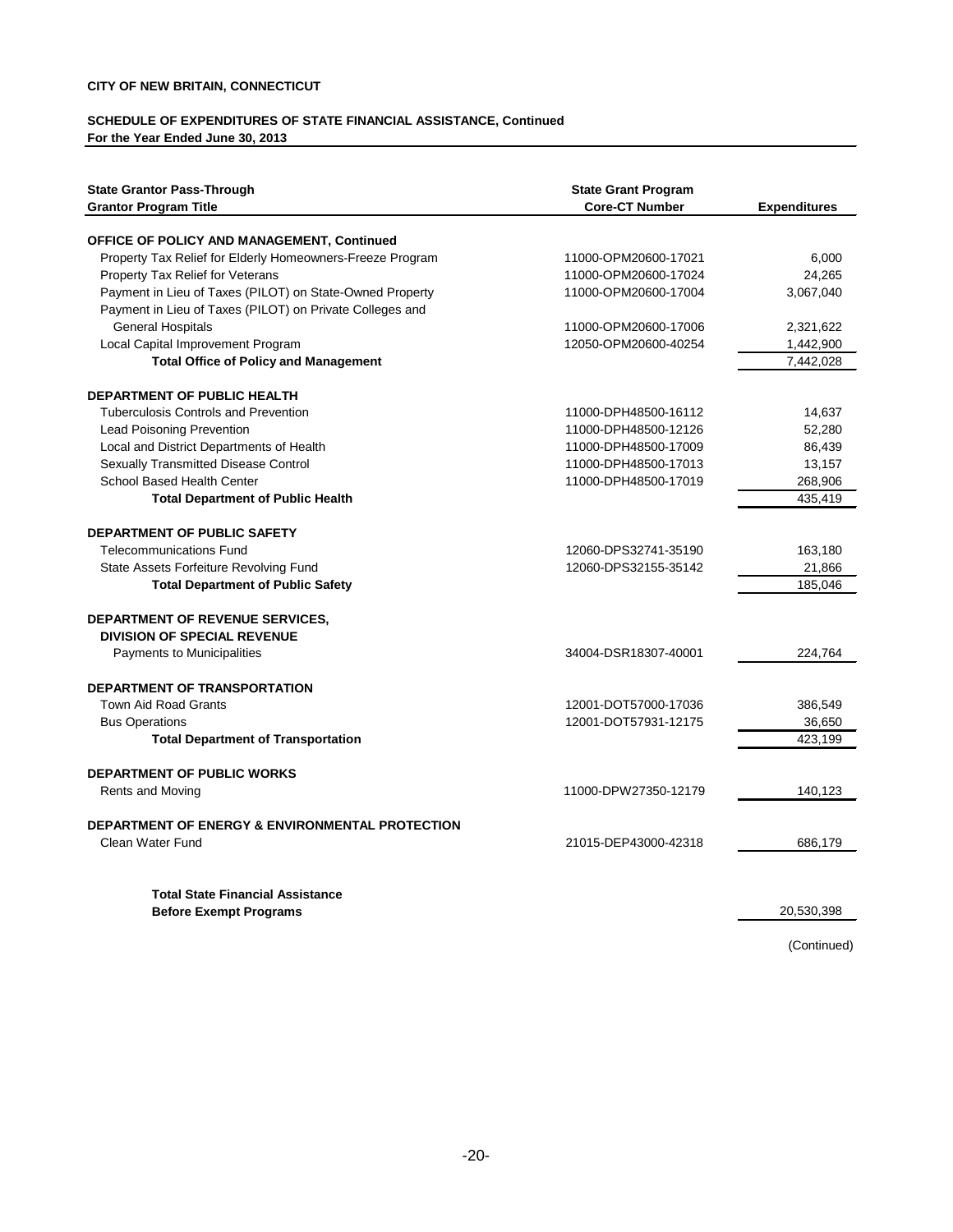**CITY OF NEW BRITAIN, CONNECTICUT**

**SCHEDULE OF EXPENDITURES OF STATE FINANCIAL ASSISTANCE, Continued**
**For the Year Ended June 30, 2013**

| State Grantor Pass-Through<br>Grantor Program Title | State Grant Program<br>Core-CT Number | Expenditures |
|---|---|---|
| **OFFICE OF POLICY AND MANAGEMENT, Continued** | | |
| Property Tax Relief for Elderly Homeowners-Freeze Program | 11000-OPM20600-17021 | 6,000 |
| Property Tax Relief for Veterans | 11000-OPM20600-17024 | 24,265 |
| Payment in Lieu of Taxes (PILOT) on State-Owned Property | 11000-OPM20600-17004 | 3,067,040 |
| Payment in Lieu of Taxes (PILOT) on Private Colleges and General Hospitals | 11000-OPM20600-17006 | 2,321,622 |
| Local Capital Improvement Program | 12050-OPM20600-40254 | 1,442,900 |
| **Total Office of Policy and Management** | | 7,442,028 |
| **DEPARTMENT OF PUBLIC HEALTH** | | |
| Tuberculosis Controls and Prevention | 11000-DPH48500-16112 | 14,637 |
| Lead Poisoning Prevention | 11000-DPH48500-12126 | 52,280 |
| Local and District Departments of Health | 11000-DPH48500-17009 | 86,439 |
| Sexually Transmitted Disease Control | 11000-DPH48500-17013 | 13,157 |
| School Based Health Center | 11000-DPH48500-17019 | 268,906 |
| **Total Department of Public Health** | | 435,419 |
| **DEPARTMENT OF PUBLIC SAFETY** | | |
| Telecommunications Fund | 12060-DPS32741-35190 | 163,180 |
| State Assets Forfeiture Revolving Fund | 12060-DPS32155-35142 | 21,866 |
| **Total Department of Public Safety** | | 185,046 |
| **DEPARTMENT OF REVENUE SERVICES, DIVISION OF SPECIAL REVENUE** | | |
| Payments to Municipalities | 34004-DSR18307-40001 | 224,764 |
| **DEPARTMENT OF TRANSPORTATION** | | |
| Town Aid Road Grants | 12001-DOT57000-17036 | 386,549 |
| Bus Operations | 12001-DOT57931-12175 | 36,650 |
| **Total Department of Transportation** | | 423,199 |
| **DEPARTMENT OF PUBLIC WORKS** | | |
| Rents and Moving | 11000-DPW27350-12179 | 140,123 |
| **DEPARTMENT OF ENERGY & ENVIRONMENTAL PROTECTION** | | |
| Clean Water Fund | 21015-DEP43000-42318 | 686,179 |
| **Total State Financial Assistance Before Exempt Programs** | | 20,530,398 |

(Continued)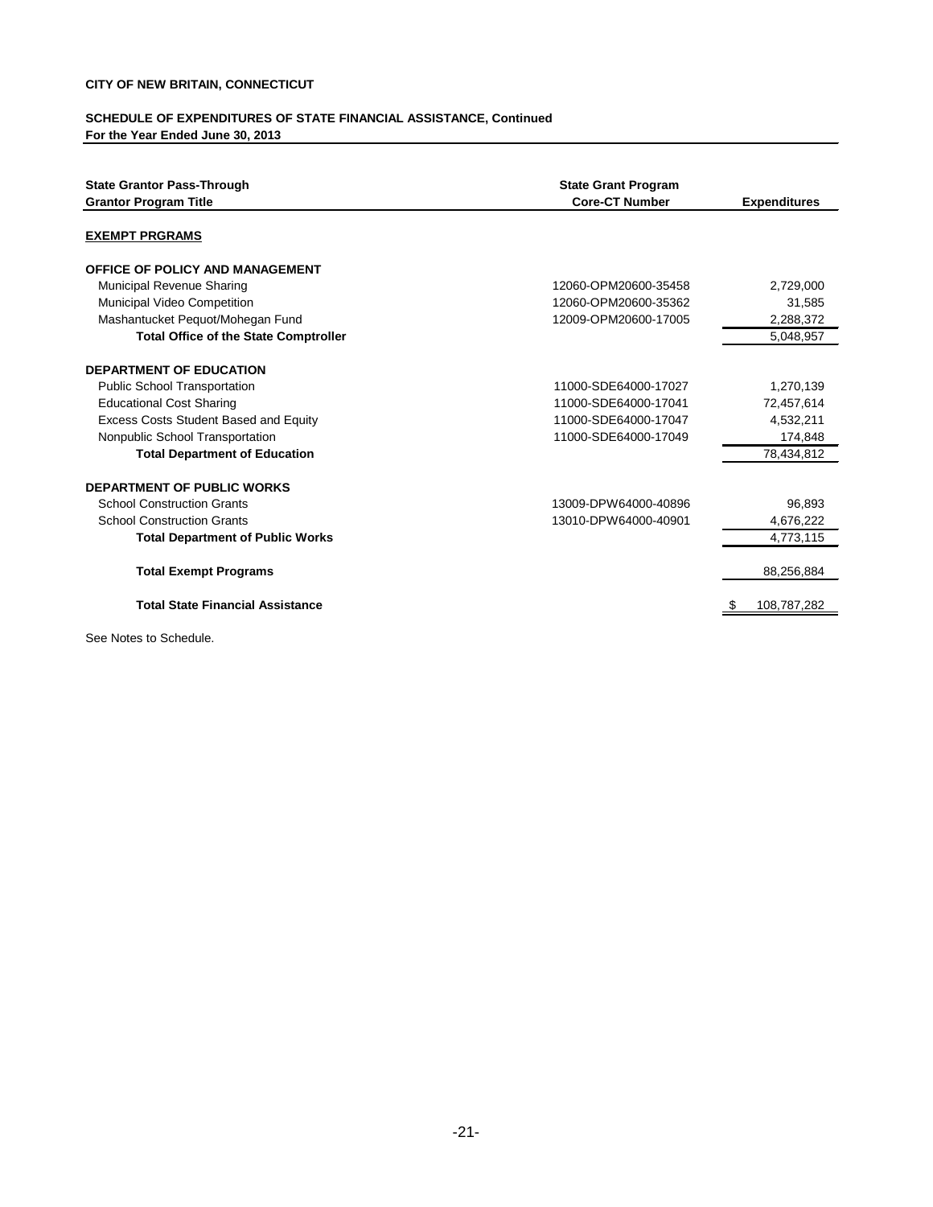**CITY OF NEW BRITAIN, CONNECTICUT**

**SCHEDULE OF EXPENDITURES OF STATE FINANCIAL ASSISTANCE, Continued**
**For the Year Ended June 30, 2013**

| State Grantor Pass-Through Grantor Program Title | State Grant Program Core-CT Number | Expenditures |
|---|---|---|
| **EXEMPT PRGRAMS** | | |
| **OFFICE OF POLICY AND MANAGEMENT** | | |
| Municipal Revenue Sharing | 12060-OPM20600-35458 | 2,729,000 |
| Municipal Video Competition | 12060-OPM20600-35362 | 31,585 |
| Mashantucket Pequot/Mohegan Fund | 12009-OPM20600-17005 | 2,288,372 |
| **Total Office of the State Comptroller** | | 5,048,957 |
| **DEPARTMENT OF EDUCATION** | | |
| Public School Transportation | 11000-SDE64000-17027 | 1,270,139 |
| Educational Cost Sharing | 11000-SDE64000-17041 | 72,457,614 |
| Excess Costs Student Based and Equity | 11000-SDE64000-17047 | 4,532,211 |
| Nonpublic School Transportation | 11000-SDE64000-17049 | 174,848 |
| **Total Department of Education** | | 78,434,812 |
| **DEPARTMENT OF PUBLIC WORKS** | | |
| School Construction Grants | 13009-DPW64000-40896 | 96,893 |
| School Construction Grants | 13010-DPW64000-40901 | 4,676,222 |
| **Total Department of Public Works** | | 4,773,115 |
| **Total Exempt Programs** | | 88,256,884 |
| **Total State Financial Assistance** | | $ 108,787,282 |

See Notes to Schedule.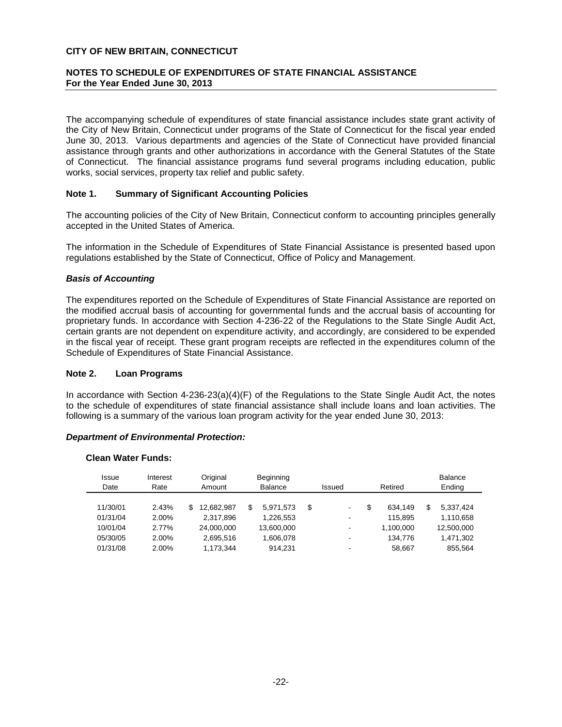**CITY OF NEW BRITAIN, CONNECTICUT**

**NOTES TO SCHEDULE OF EXPENDITURES OF STATE FINANCIAL ASSISTANCE**
**For the Year Ended June 30, 2013**

The accompanying schedule of expenditures of state financial assistance includes state grant activity of the City of New Britain, Connecticut under programs of the State of Connecticut for the fiscal year ended June 30, 2013. Various departments and agencies of the State of Connecticut have provided financial assistance through grants and other authorizations in accordance with the General Statutes of the State of Connecticut. The financial assistance programs fund several programs including education, public works, social services, property tax relief and public safety.

### Note 1. Summary of Significant Accounting Policies

The accounting policies of the City of New Britain, Connecticut conform to accounting principles generally accepted in the United States of America.

The information in the Schedule of Expenditures of State Financial Assistance is presented based upon regulations established by the State of Connecticut, Office of Policy and Management.

#### *Basis of Accounting*

The expenditures reported on the Schedule of Expenditures of State Financial Assistance are reported on the modified accrual basis of accounting for governmental funds and the accrual basis of accounting for proprietary funds. In accordance with Section 4-236-22 of the Regulations to the State Single Audit Act, certain grants are not dependent on expenditure activity, and accordingly, are considered to be expended in the fiscal year of receipt. These grant program receipts are reflected in the expenditures column of the Schedule of Expenditures of State Financial Assistance.

### Note 2. Loan Programs

In accordance with Section 4-236-23(a)(4)(F) of the Regulations to the State Single Audit Act, the notes to the schedule of expenditures of state financial assistance shall include loans and loan activities. The following is a summary of the various loan program activity for the year ended June 30, 2013:

#### *Department of Environmental Protection:*

**Clean Water Funds:**

| Issue Date | Interest Rate | Original Amount | Beginning Balance | Issued | Retired | Balance Ending |
|---|---|---|---|---|---|---|
| 11/30/01 | 2.43% | $ 12,682,987 | $ 5,971,573 | $ - | $ 634,149 | $ 5,337,424 |
| 01/31/04 | 2.00% | 2,317,896 | 1,226,553 | - | 115,895 | 1,110,658 |
| 10/01/04 | 2.77% | 24,000,000 | 13,600,000 | - | 1,100,000 | 12,500,000 |
| 05/30/05 | 2.00% | 2,695,516 | 1,606,078 | - | 134,776 | 1,471,302 |
| 01/31/08 | 2.00% | 1,173,344 | 914,231 | - | 58,667 | 855,564 |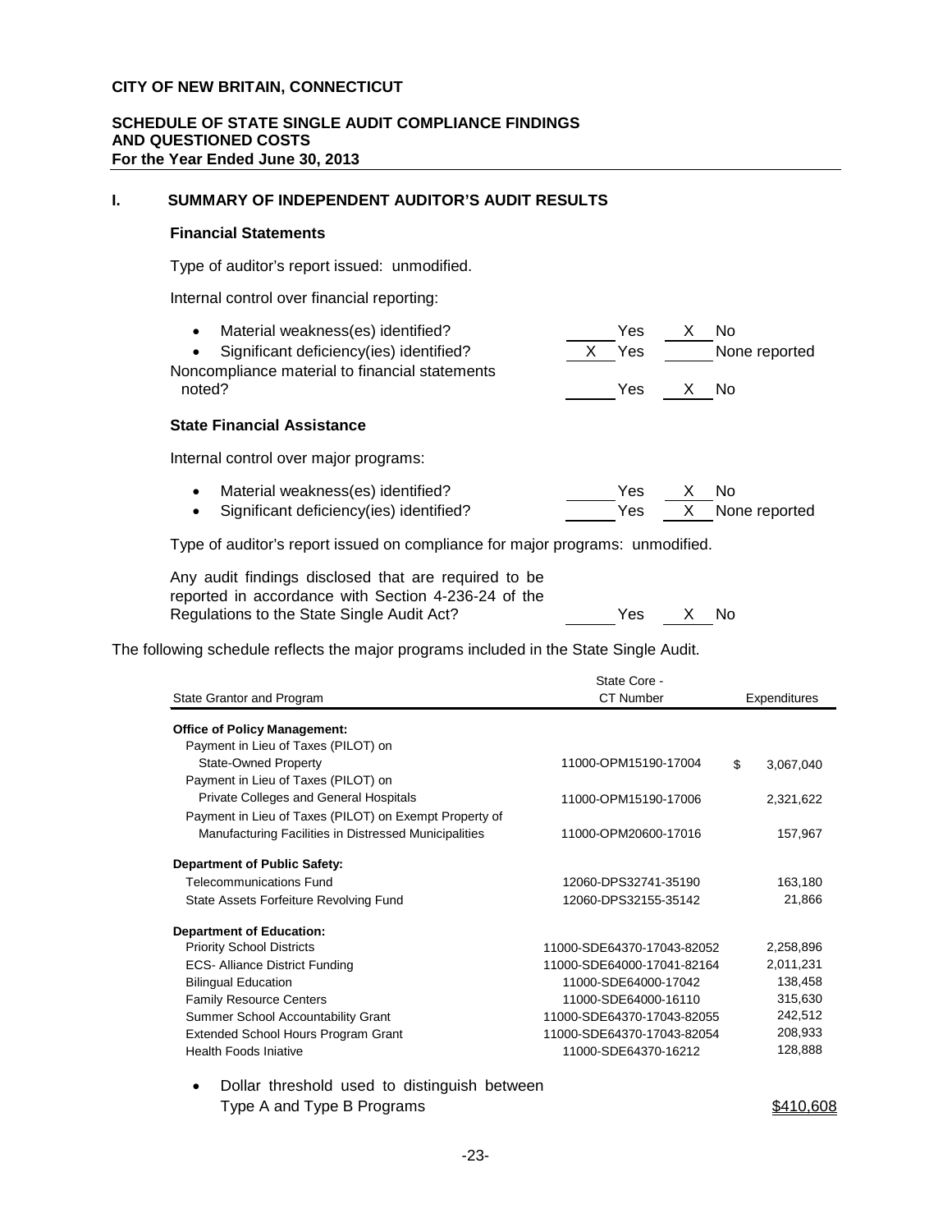**CITY OF NEW BRITAIN, CONNECTICUT**

**SCHEDULE OF STATE SINGLE AUDIT COMPLIANCE FINDINGS AND QUESTIONED COSTS**
**For the Year Ended June 30, 2013**

## I. SUMMARY OF INDEPENDENT AUDITOR'S AUDIT RESULTS

### Financial Statements

Type of auditor's report issued: unmodified.

Internal control over financial reporting:

- Material weakness(es) identified? ______ Yes __X__ No
- Significant deficiency(ies) identified? __X__ Yes ______ None reported

Noncompliance material to financial statements noted? ______ Yes __X__ No

### State Financial Assistance

Internal control over major programs:

- Material weakness(es) identified? ______ Yes __X__ No
- Significant deficiency(ies) identified? ______ Yes __X__ None reported

Type of auditor's report issued on compliance for major programs: unmodified.

Any audit findings disclosed that are required to be reported in accordance with Section 4-236-24 of the Regulations to the State Single Audit Act? ______ Yes __X__ No

The following schedule reflects the major programs included in the State Single Audit.

| State Grantor and Program | State Core - CT Number | Expenditures |
|---|---|---|
| **Office of Policy Management:** | | |
| Payment in Lieu of Taxes (PILOT) on State-Owned Property | 11000-OPM15190-17004 | $ 3,067,040 |
| Payment in Lieu of Taxes (PILOT) on Private Colleges and General Hospitals | 11000-OPM15190-17006 | 2,321,622 |
| Payment in Lieu of Taxes (PILOT) on Exempt Property of Manufacturing Facilities in Distressed Municipalities | 11000-OPM20600-17016 | 157,967 |
| **Department of Public Safety:** | | |
| Telecommunications Fund | 12060-DPS32741-35190 | 163,180 |
| State Assets Forfeiture Revolving Fund | 12060-DPS32155-35142 | 21,866 |
| **Department of Education:** | | |
| Priority School Districts | 11000-SDE64370-17043-82052 | 2,258,896 |
| ECS- Alliance District Funding | 11000-SDE64000-17041-82164 | 2,011,231 |
| Bilingual Education | 11000-SDE64000-17042 | 138,458 |
| Family Resource Centers | 11000-SDE64000-16110 | 315,630 |
| Summer School Accountability Grant | 11000-SDE64370-17043-82055 | 242,512 |
| Extended School Hours Program Grant | 11000-SDE64370-17043-82054 | 208,933 |
| Health Foods Iniative | 11000-SDE64370-16212 | 128,888 |

- Dollar threshold used to distinguish between Type A and Type B Programs $410,608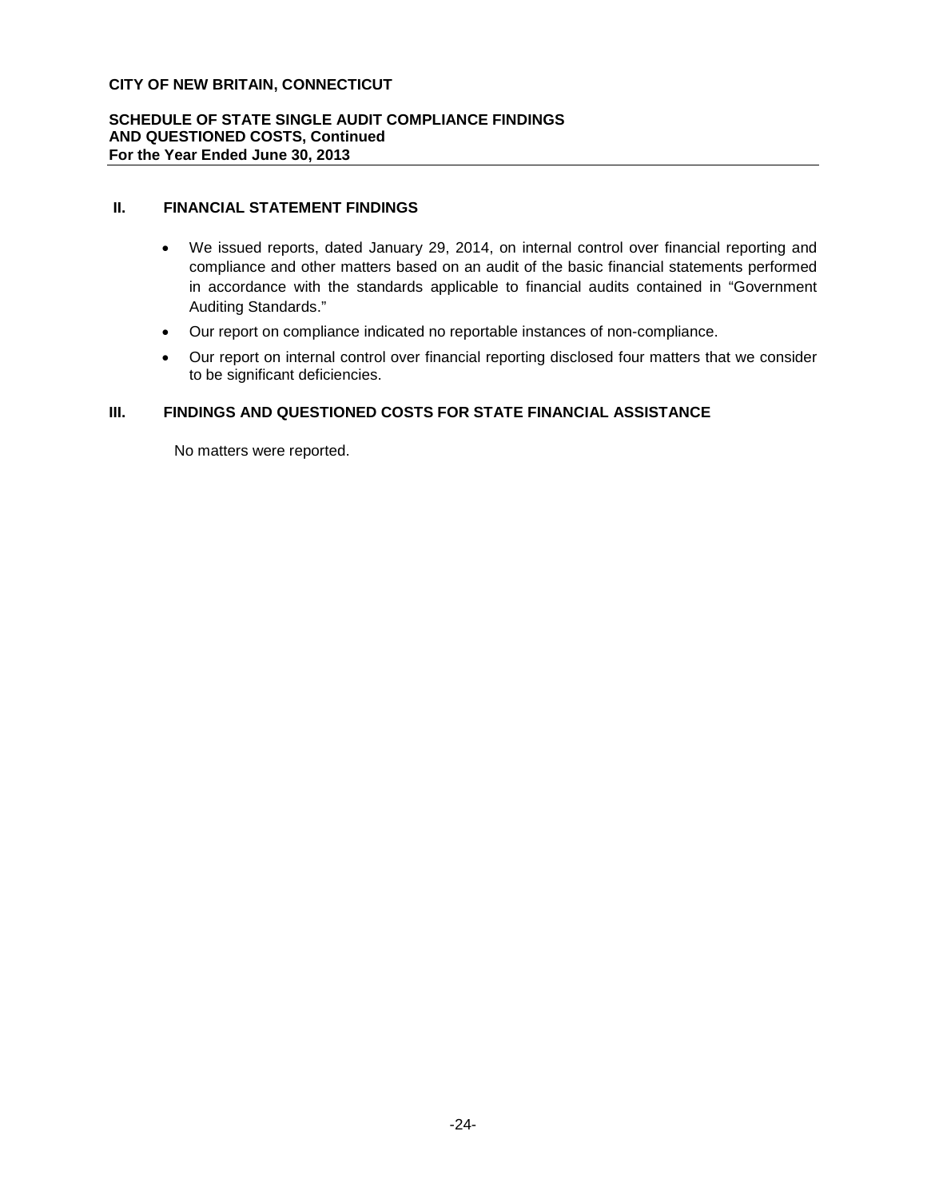**CITY OF NEW BRITAIN, CONNECTICUT**

**SCHEDULE OF STATE SINGLE AUDIT COMPLIANCE FINDINGS AND QUESTIONED COSTS, Continued**
**For the Year Ended June 30, 2013**

## II. FINANCIAL STATEMENT FINDINGS

- We issued reports, dated January 29, 2014, on internal control over financial reporting and compliance and other matters based on an audit of the basic financial statements performed in accordance with the standards applicable to financial audits contained in "Government Auditing Standards."
- Our report on compliance indicated no reportable instances of non-compliance.
- Our report on internal control over financial reporting disclosed four matters that we consider to be significant deficiencies.

## III. FINDINGS AND QUESTIONED COSTS FOR STATE FINANCIAL ASSISTANCE

No matters were reported.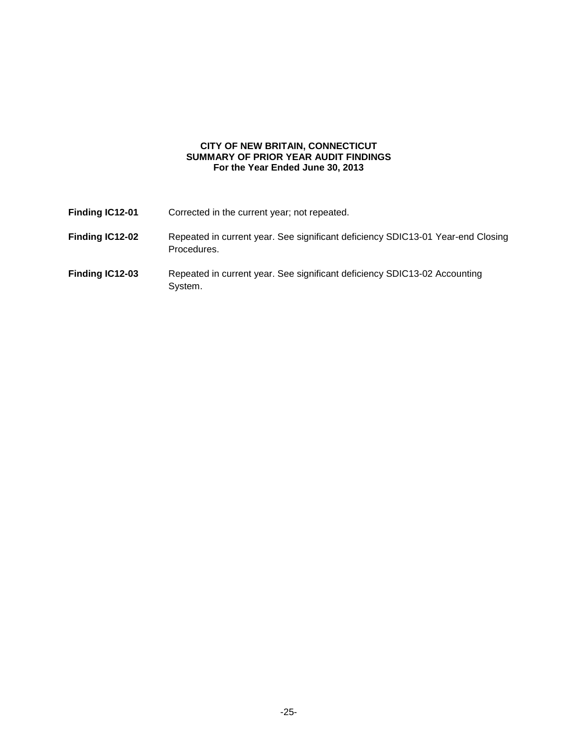# CITY OF NEW BRITAIN, CONNECTICUT
## SUMMARY OF PRIOR YEAR AUDIT FINDINGS
### For the Year Ended June 30, 2013

**Finding IC12-01** Corrected in the current year; not repeated.

**Finding IC12-02** Repeated in current year. See significant deficiency SDIC13-01 Year-end Closing Procedures.

**Finding IC12-03** Repeated in current year. See significant deficiency SDIC13-02 Accounting System.